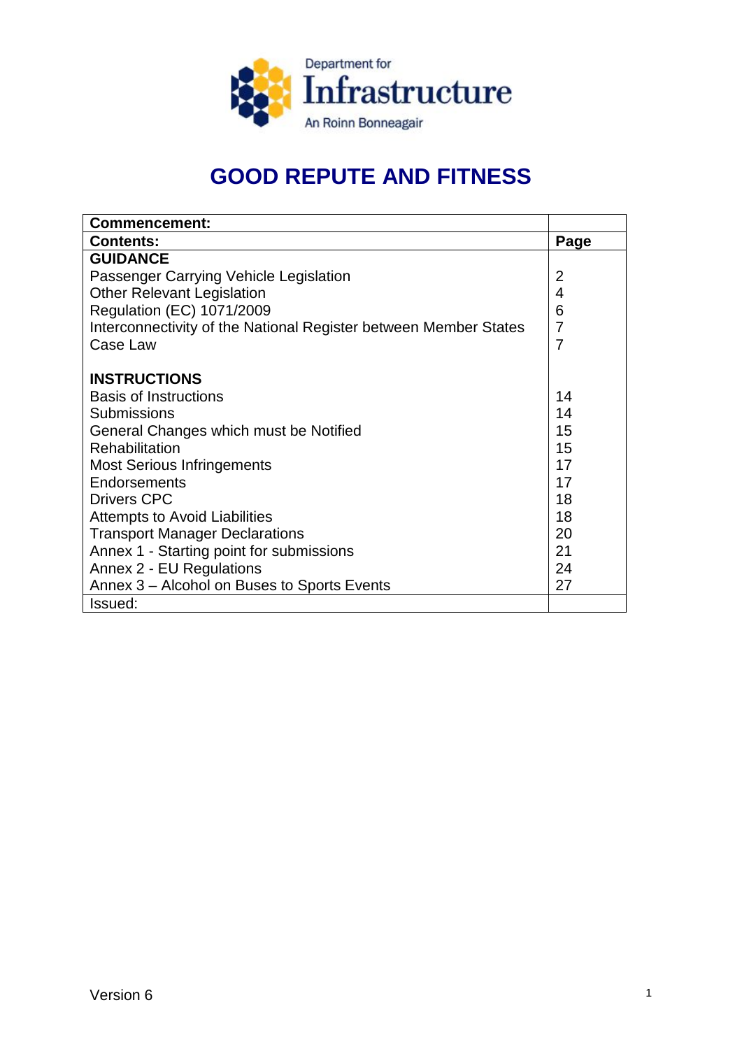Department for Infrastructure

An Roinn Bonneagair

# GOOD REPUTE AND FITNESS

| **Commencement:** | |
|---|---|
| **Contents:** | **Page** |
| **GUIDANCE** | |
| Passenger Carrying Vehicle Legislation | 2 |
| Other Relevant Legislation | 4 |
| Regulation (EC) 1071/2009 | 6 |
| Interconnectivity of the National Register between Member States | 7 |
| Case Law | 7 |
| | |
| **INSTRUCTIONS** | |
| Basis of Instructions | 14 |
| Submissions | 14 |
| General Changes which must be Notified | 15 |
| Rehabilitation | 15 |
| Most Serious Infringements | 17 |
| Endorsements | 17 |
| Drivers CPC | 18 |
| Attempts to Avoid Liabilities | 18 |
| Transport Manager Declarations | 20 |
| Annex 1 - Starting point for submissions | 21 |
| Annex 2 - EU Regulations | 24 |
| Annex 3 – Alcohol on Buses to Sports Events | 27 |
| Issued: | |

Version 6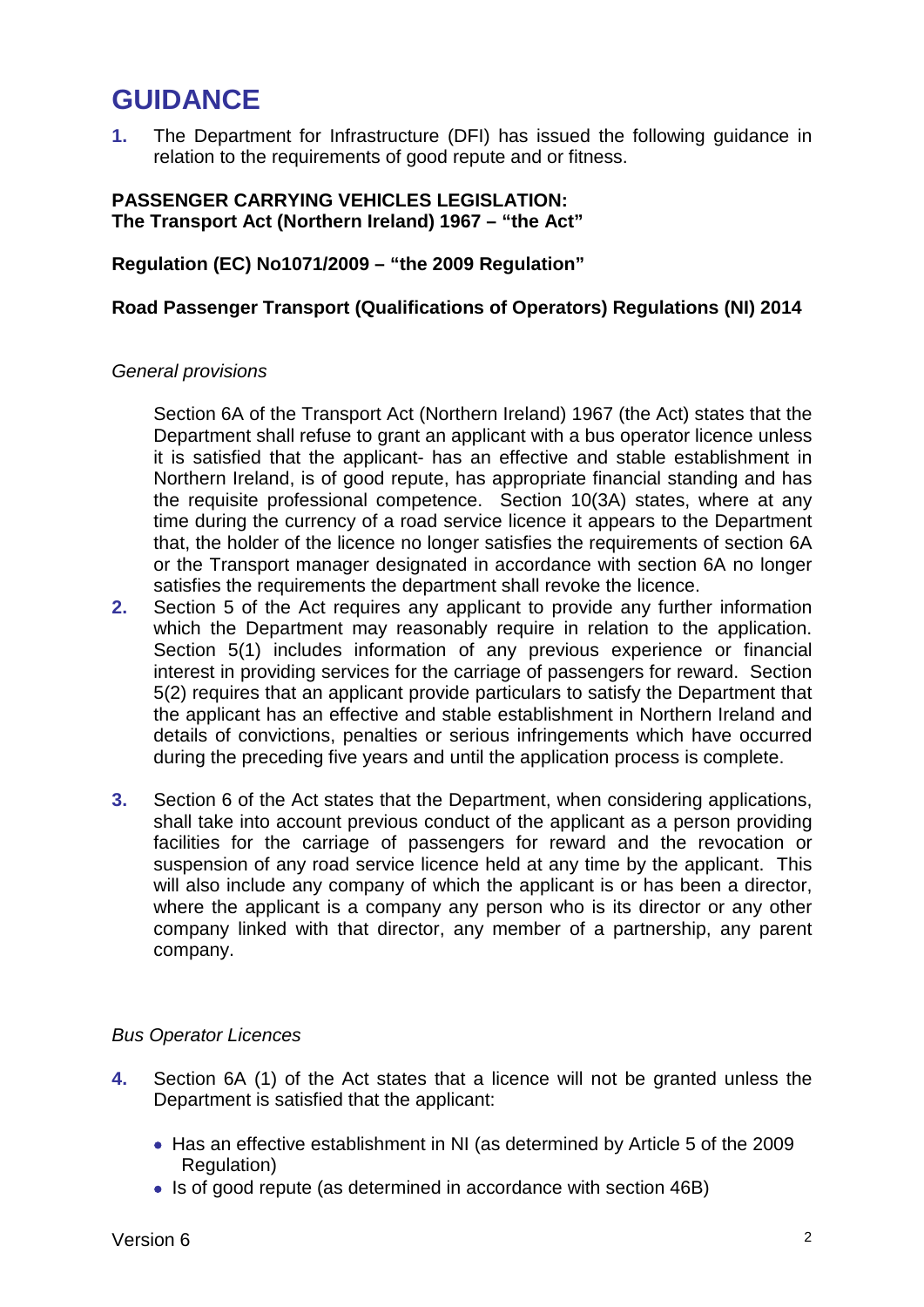# GUIDANCE

**1.** The Department for Infrastructure (DFI) has issued the following guidance in relation to the requirements of good repute and or fitness.

**PASSENGER CARRYING VEHICLES LEGISLATION:**
**The Transport Act (Northern Ireland) 1967 – "the Act"**

**Regulation (EC) No1071/2009 – "the 2009 Regulation"**

**Road Passenger Transport (Qualifications of Operators) Regulations (NI) 2014**

*General provisions*

Section 6A of the Transport Act (Northern Ireland) 1967 (the Act) states that the Department shall refuse to grant an applicant with a bus operator licence unless it is satisfied that the applicant- has an effective and stable establishment in Northern Ireland, is of good repute, has appropriate financial standing and has the requisite professional competence. Section 10(3A) states, where at any time during the currency of a road service licence it appears to the Department that, the holder of the licence no longer satisfies the requirements of section 6A or the Transport manager designated in accordance with section 6A no longer satisfies the requirements the department shall revoke the licence.

**2.** Section 5 of the Act requires any applicant to provide any further information which the Department may reasonably require in relation to the application. Section 5(1) includes information of any previous experience or financial interest in providing services for the carriage of passengers for reward. Section 5(2) requires that an applicant provide particulars to satisfy the Department that the applicant has an effective and stable establishment in Northern Ireland and details of convictions, penalties or serious infringements which have occurred during the preceding five years and until the application process is complete.

**3.** Section 6 of the Act states that the Department, when considering applications, shall take into account previous conduct of the applicant as a person providing facilities for the carriage of passengers for reward and the revocation or suspension of any road service licence held at any time by the applicant. This will also include any company of which the applicant is or has been a director, where the applicant is a company any person who is its director or any other company linked with that director, any member of a partnership, any parent company.

*Bus Operator Licences*

**4.** Section 6A (1) of the Act states that a licence will not be granted unless the Department is satisfied that the applicant:

- Has an effective establishment in NI (as determined by Article 5 of the 2009 Regulation)
- Is of good repute (as determined in accordance with section 46B)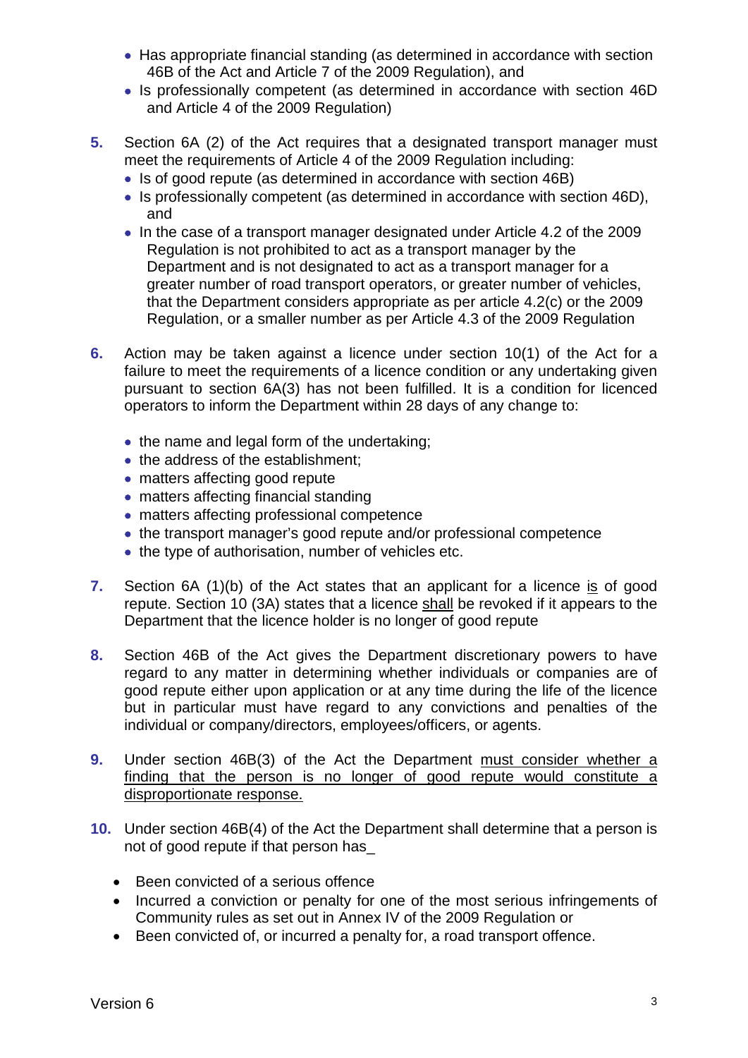- Has appropriate financial standing (as determined in accordance with section 46B of the Act and Article 7 of the 2009 Regulation), and
- Is professionally competent (as determined in accordance with section 46D and Article 4 of the 2009 Regulation)

5. Section 6A (2) of the Act requires that a designated transport manager must meet the requirements of Article 4 of the 2009 Regulation including:
   - Is of good repute (as determined in accordance with section 46B)
   - Is professionally competent (as determined in accordance with section 46D), and
   - In the case of a transport manager designated under Article 4.2 of the 2009 Regulation is not prohibited to act as a transport manager by the Department and is not designated to act as a transport manager for a greater number of road transport operators, or greater number of vehicles, that the Department considers appropriate as per article 4.2(c) or the 2009 Regulation, or a smaller number as per Article 4.3 of the 2009 Regulation

6. Action may be taken against a licence under section 10(1) of the Act for a failure to meet the requirements of a licence condition or any undertaking given pursuant to section 6A(3) has not been fulfilled. It is a condition for licenced operators to inform the Department within 28 days of any change to:

   - the name and legal form of the undertaking;
   - the address of the establishment;
   - matters affecting good repute
   - matters affecting financial standing
   - matters affecting professional competence
   - the transport manager's good repute and/or professional competence
   - the type of authorisation, number of vehicles etc.

7. Section 6A (1)(b) of the Act states that an applicant for a licence <u>is</u> of good repute. Section 10 (3A) states that a licence <u>shall</u> be revoked if it appears to the Department that the licence holder is no longer of good repute

8. Section 46B of the Act gives the Department discretionary powers to have regard to any matter in determining whether individuals or companies are of good repute either upon application or at any time during the life of the licence but in particular must have regard to any convictions and penalties of the individual or company/directors, employees/officers, or agents.

9. Under section 46B(3) of the Act the Department <u>must consider whether a finding that the person is no longer of good repute would constitute a disproportionate response.</u>

10. Under section 46B(4) of the Act the Department shall determine that a person is not of good repute if that person has_

    - Been convicted of a serious offence
    - Incurred a conviction or penalty for one of the most serious infringements of Community rules as set out in Annex IV of the 2009 Regulation or
    - Been convicted of, or incurred a penalty for, a road transport offence.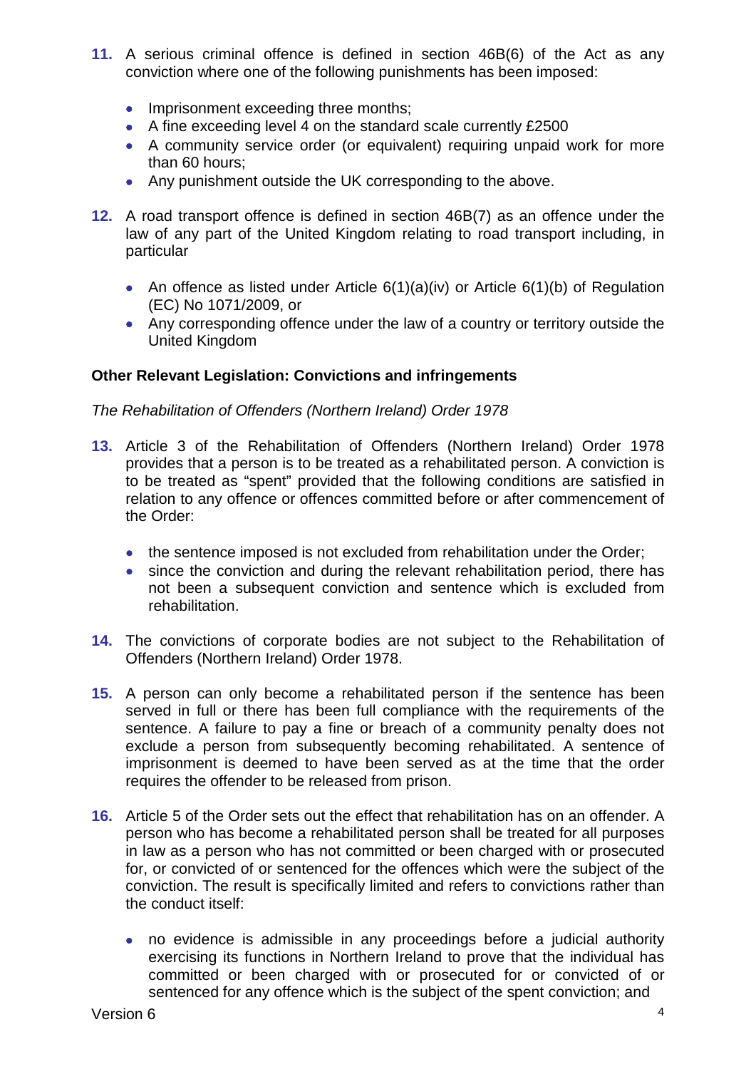**11.** A serious criminal offence is defined in section 46B(6) of the Act as any conviction where one of the following punishments has been imposed:

- Imprisonment exceeding three months;
- A fine exceeding level 4 on the standard scale currently £2500
- A community service order (or equivalent) requiring unpaid work for more than 60 hours;
- Any punishment outside the UK corresponding to the above.

**12.** A road transport offence is defined in section 46B(7) as an offence under the law of any part of the United Kingdom relating to road transport including, in particular

- An offence as listed under Article 6(1)(a)(iv) or Article 6(1)(b) of Regulation (EC) No 1071/2009, or
- Any corresponding offence under the law of a country or territory outside the United Kingdom

**Other Relevant Legislation: Convictions and infringements**

*The Rehabilitation of Offenders (Northern Ireland) Order 1978*

**13.** Article 3 of the Rehabilitation of Offenders (Northern Ireland) Order 1978 provides that a person is to be treated as a rehabilitated person. A conviction is to be treated as "spent" provided that the following conditions are satisfied in relation to any offence or offences committed before or after commencement of the Order:

- the sentence imposed is not excluded from rehabilitation under the Order;
- since the conviction and during the relevant rehabilitation period, there has not been a subsequent conviction and sentence which is excluded from rehabilitation.

**14.** The convictions of corporate bodies are not subject to the Rehabilitation of Offenders (Northern Ireland) Order 1978.

**15.** A person can only become a rehabilitated person if the sentence has been served in full or there has been full compliance with the requirements of the sentence. A failure to pay a fine or breach of a community penalty does not exclude a person from subsequently becoming rehabilitated. A sentence of imprisonment is deemed to have been served as at the time that the order requires the offender to be released from prison.

**16.** Article 5 of the Order sets out the effect that rehabilitation has on an offender. A person who has become a rehabilitated person shall be treated for all purposes in law as a person who has not committed or been charged with or prosecuted for, or convicted of or sentenced for the offences which were the subject of the conviction. The result is specifically limited and refers to convictions rather than the conduct itself:

- no evidence is admissible in any proceedings before a judicial authority exercising its functions in Northern Ireland to prove that the individual has committed or been charged with or prosecuted for or convicted of or sentenced for any offence which is the subject of the spent conviction; and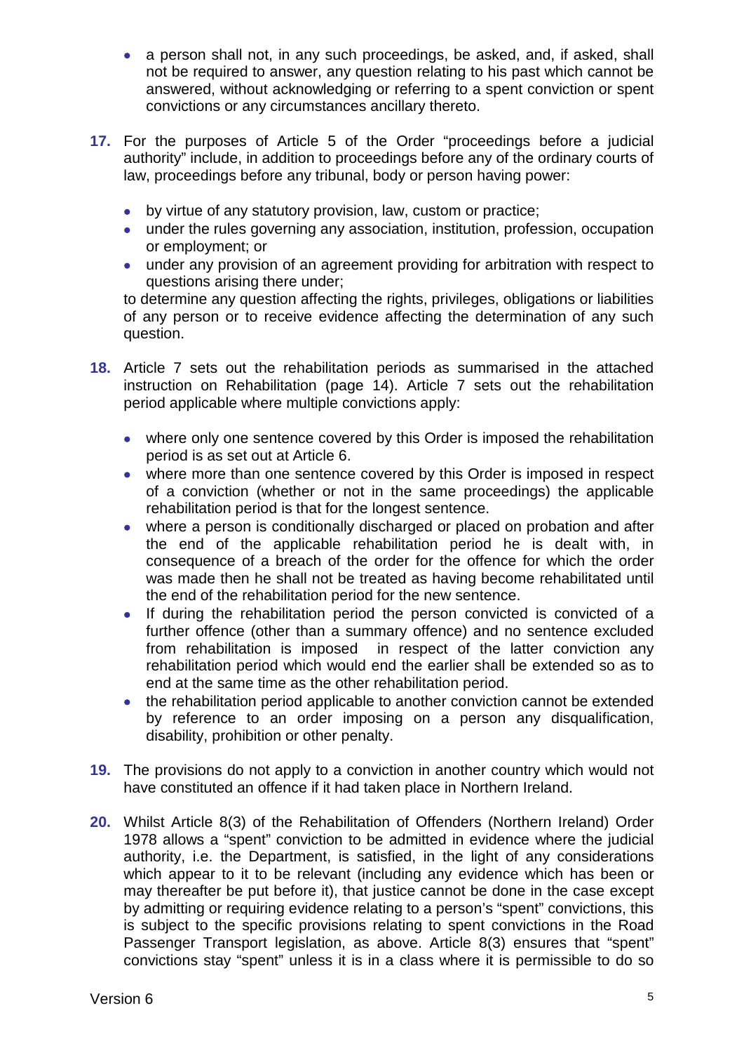- a person shall not, in any such proceedings, be asked, and, if asked, shall not be required to answer, any question relating to his past which cannot be answered, without acknowledging or referring to a spent conviction or spent convictions or any circumstances ancillary thereto.

**17.** For the purposes of Article 5 of the Order "proceedings before a judicial authority" include, in addition to proceedings before any of the ordinary courts of law, proceedings before any tribunal, body or person having power:

- by virtue of any statutory provision, law, custom or practice;
- under the rules governing any association, institution, profession, occupation or employment; or
- under any provision of an agreement providing for arbitration with respect to questions arising there under;

to determine any question affecting the rights, privileges, obligations or liabilities of any person or to receive evidence affecting the determination of any such question.

**18.** Article 7 sets out the rehabilitation periods as summarised in the attached instruction on Rehabilitation (page 14). Article 7 sets out the rehabilitation period applicable where multiple convictions apply:

- where only one sentence covered by this Order is imposed the rehabilitation period is as set out at Article 6.
- where more than one sentence covered by this Order is imposed in respect of a conviction (whether or not in the same proceedings) the applicable rehabilitation period is that for the longest sentence.
- where a person is conditionally discharged or placed on probation and after the end of the applicable rehabilitation period he is dealt with, in consequence of a breach of the order for the offence for which the order was made then he shall not be treated as having become rehabilitated until the end of the rehabilitation period for the new sentence.
- If during the rehabilitation period the person convicted is convicted of a further offence (other than a summary offence) and no sentence excluded from rehabilitation is imposed in respect of the latter conviction any rehabilitation period which would end the earlier shall be extended so as to end at the same time as the other rehabilitation period.
- the rehabilitation period applicable to another conviction cannot be extended by reference to an order imposing on a person any disqualification, disability, prohibition or other penalty.

**19.** The provisions do not apply to a conviction in another country which would not have constituted an offence if it had taken place in Northern Ireland.

**20.** Whilst Article 8(3) of the Rehabilitation of Offenders (Northern Ireland) Order 1978 allows a "spent" conviction to be admitted in evidence where the judicial authority, i.e. the Department, is satisfied, in the light of any considerations which appear to it to be relevant (including any evidence which has been or may thereafter be put before it), that justice cannot be done in the case except by admitting or requiring evidence relating to a person's "spent" convictions, this is subject to the specific provisions relating to spent convictions in the Road Passenger Transport legislation, as above. Article 8(3) ensures that "spent" convictions stay "spent" unless it is in a class where it is permissible to do so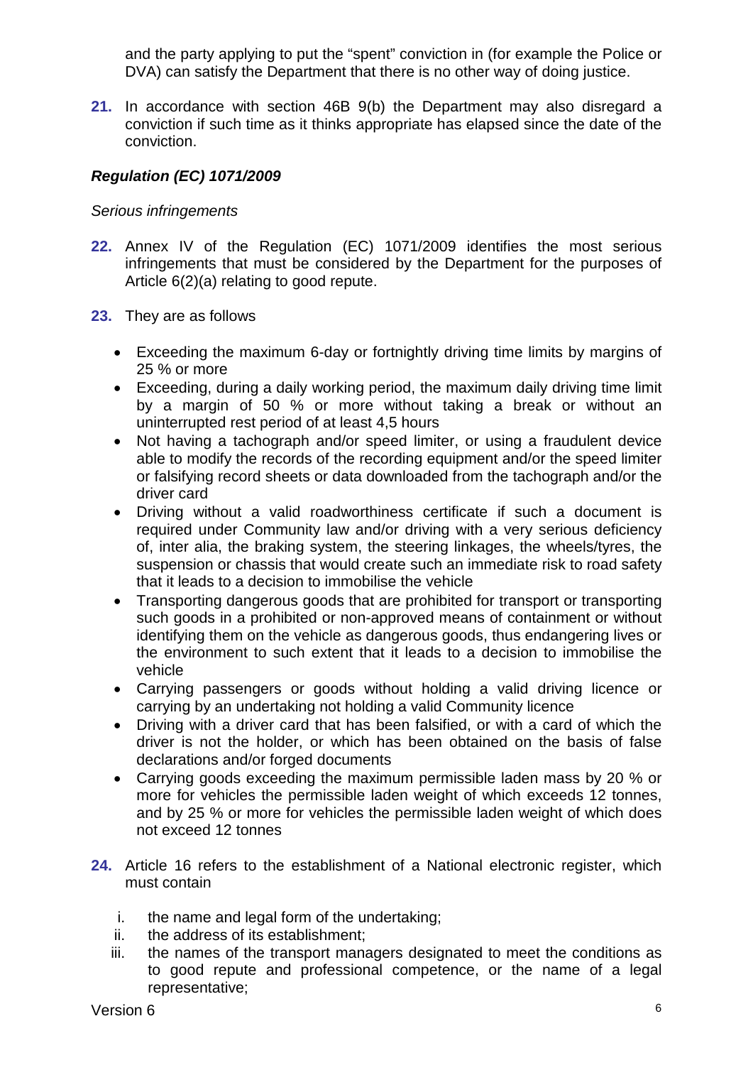and the party applying to put the "spent" conviction in (for example the Police or DVA) can satisfy the Department that there is no other way of doing justice.

**21.** In accordance with section 46B 9(b) the Department may also disregard a conviction if such time as it thinks appropriate has elapsed since the date of the conviction.

### ***Regulation (EC) 1071/2009***

*Serious infringements*

**22.** Annex IV of the Regulation (EC) 1071/2009 identifies the most serious infringements that must be considered by the Department for the purposes of Article 6(2)(a) relating to good repute.

**23.** They are as follows

- Exceeding the maximum 6-day or fortnightly driving time limits by margins of 25 % or more
- Exceeding, during a daily working period, the maximum daily driving time limit by a margin of 50 % or more without taking a break or without an uninterrupted rest period of at least 4,5 hours
- Not having a tachograph and/or speed limiter, or using a fraudulent device able to modify the records of the recording equipment and/or the speed limiter or falsifying record sheets or data downloaded from the tachograph and/or the driver card
- Driving without a valid roadworthiness certificate if such a document is required under Community law and/or driving with a very serious deficiency of, inter alia, the braking system, the steering linkages, the wheels/tyres, the suspension or chassis that would create such an immediate risk to road safety that it leads to a decision to immobilise the vehicle
- Transporting dangerous goods that are prohibited for transport or transporting such goods in a prohibited or non-approved means of containment or without identifying them on the vehicle as dangerous goods, thus endangering lives or the environment to such extent that it leads to a decision to immobilise the vehicle
- Carrying passengers or goods without holding a valid driving licence or carrying by an undertaking not holding a valid Community licence
- Driving with a driver card that has been falsified, or with a card of which the driver is not the holder, or which has been obtained on the basis of false declarations and/or forged documents
- Carrying goods exceeding the maximum permissible laden mass by 20 % or more for vehicles the permissible laden weight of which exceeds 12 tonnes, and by 25 % or more for vehicles the permissible laden weight of which does not exceed 12 tonnes

**24.** Article 16 refers to the establishment of a National electronic register, which must contain

i. the name and legal form of the undertaking;
ii. the address of its establishment;
iii. the names of the transport managers designated to meet the conditions as to good repute and professional competence, or the name of a legal representative;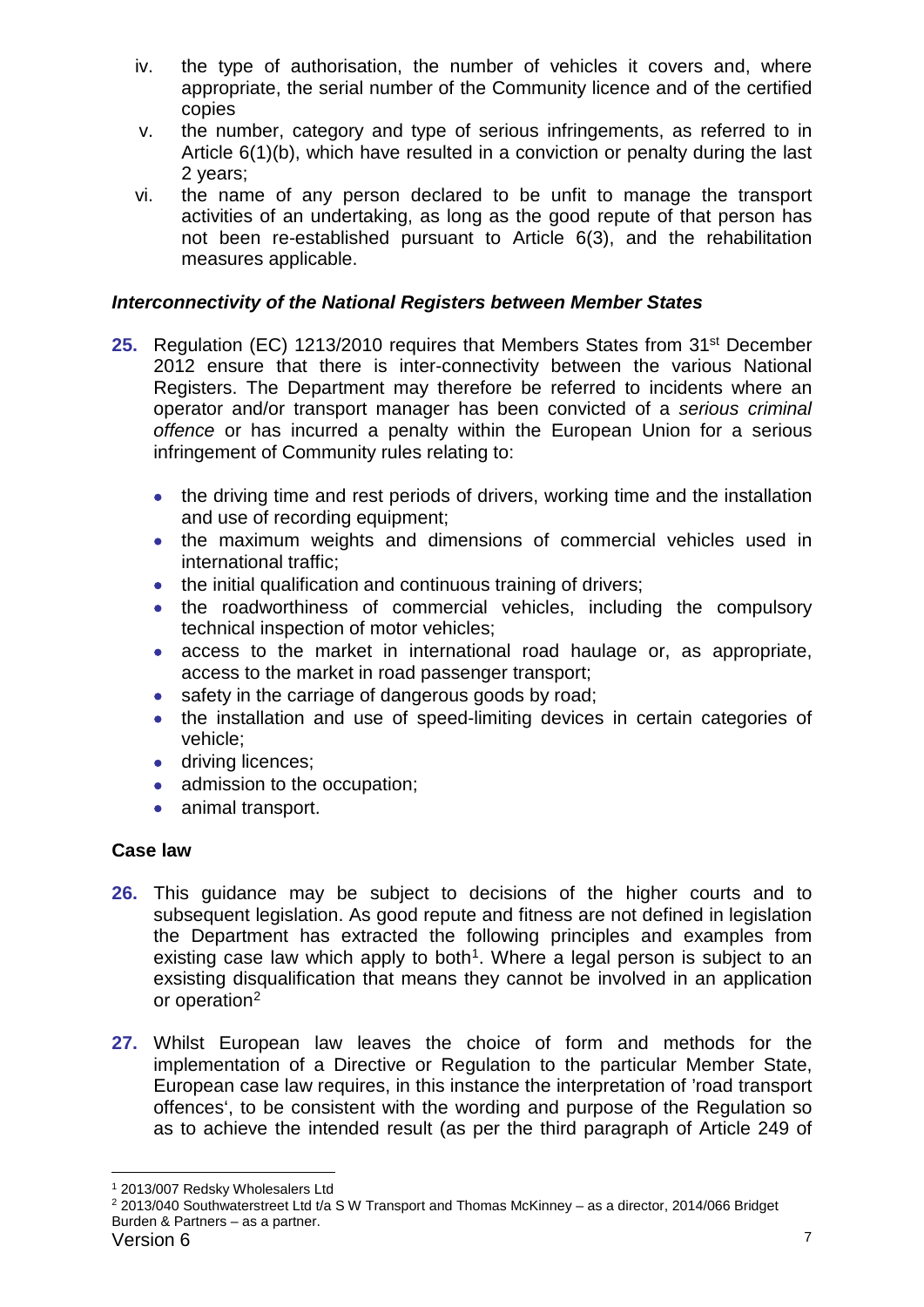iv. the type of authorisation, the number of vehicles it covers and, where appropriate, the serial number of the Community licence and of the certified copies

v. the number, category and type of serious infringements, as referred to in Article 6(1)(b), which have resulted in a conviction or penalty during the last 2 years;

vi. the name of any person declared to be unfit to manage the transport activities of an undertaking, as long as the good repute of that person has not been re-established pursuant to Article 6(3), and the rehabilitation measures applicable.

### *Interconnectivity of the National Registers between Member States*

**25.** Regulation (EC) 1213/2010 requires that Members States from 31st December 2012 ensure that there is inter-connectivity between the various National Registers. The Department may therefore be referred to incidents where an operator and/or transport manager has been convicted of a *serious criminal offence* or has incurred a penalty within the European Union for a serious infringement of Community rules relating to:

- the driving time and rest periods of drivers, working time and the installation and use of recording equipment;
- the maximum weights and dimensions of commercial vehicles used in international traffic;
- the initial qualification and continuous training of drivers;
- the roadworthiness of commercial vehicles, including the compulsory technical inspection of motor vehicles;
- access to the market in international road haulage or, as appropriate, access to the market in road passenger transport;
- safety in the carriage of dangerous goods by road;
- the installation and use of speed-limiting devices in certain categories of vehicle;
- driving licences;
- admission to the occupation;
- animal transport.

### Case law

**26.** This guidance may be subject to decisions of the higher courts and to subsequent legislation. As good repute and fitness are not defined in legislation the Department has extracted the following principles and examples from existing case law which apply to both[1]. Where a legal person is subject to an exsisting disqualification that means they cannot be involved in an application or operation[2]

**27.** Whilst European law leaves the choice of form and methods for the implementation of a Directive or Regulation to the particular Member State, European case law requires, in this instance the interpretation of 'road transport offences', to be consistent with the wording and purpose of the Regulation so as to achieve the intended result (as per the third paragraph of Article 249 of

[1] 2013/007 Redsky Wholesalers Ltd

[2] 2013/040 Southwaterstreet Ltd t/a S W Transport and Thomas McKinney – as a director, 2014/066 Bridget Burden & Partners – as a partner.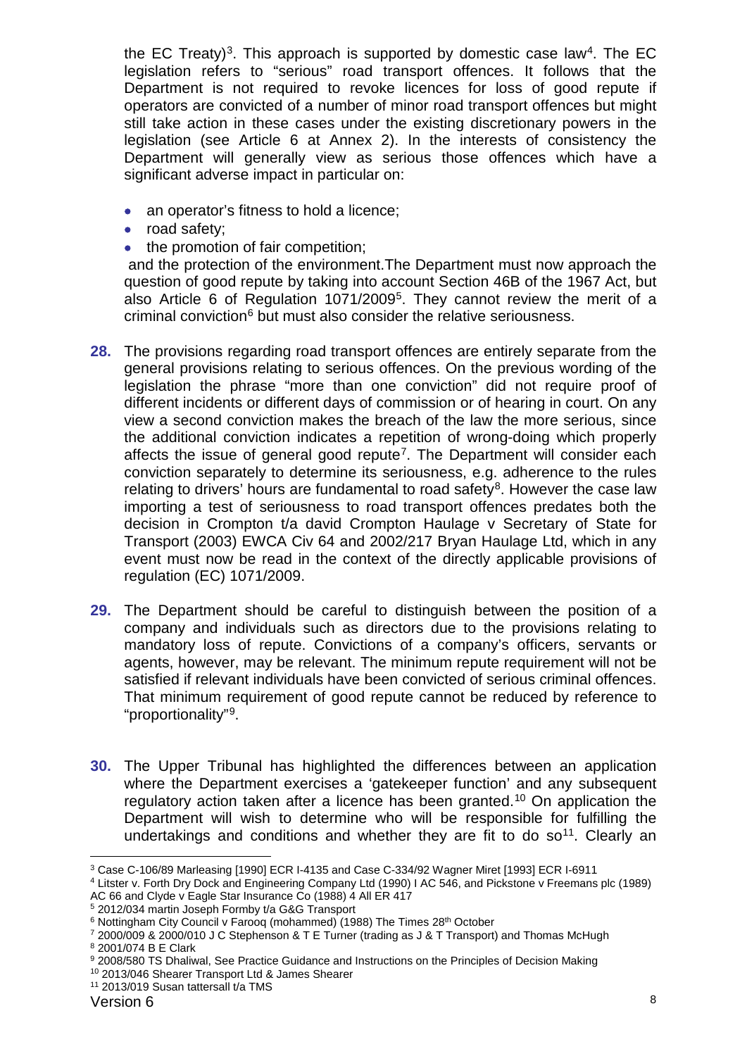the EC Treaty)[3]. This approach is supported by domestic case law[4]. The EC legislation refers to "serious" road transport offences. It follows that the Department is not required to revoke licences for loss of good repute if operators are convicted of a number of minor road transport offences but might still take action in these cases under the existing discretionary powers in the legislation (see Article 6 at Annex 2). In the interests of consistency the Department will generally view as serious those offences which have a significant adverse impact in particular on:

- an operator's fitness to hold a licence;
- road safety;
- the promotion of fair competition;

and the protection of the environment.The Department must now approach the question of good repute by taking into account Section 46B of the 1967 Act, but also Article 6 of Regulation 1071/2009[5]. They cannot review the merit of a criminal conviction[6] but must also consider the relative seriousness.

**28.** The provisions regarding road transport offences are entirely separate from the general provisions relating to serious offences. On the previous wording of the legislation the phrase "more than one conviction" did not require proof of different incidents or different days of commission or of hearing in court. On any view a second conviction makes the breach of the law the more serious, since the additional conviction indicates a repetition of wrong-doing which properly affects the issue of general good repute[7]. The Department will consider each conviction separately to determine its seriousness, e.g. adherence to the rules relating to drivers' hours are fundamental to road safety[8]. However the case law importing a test of seriousness to road transport offences predates both the decision in Crompton t/a david Crompton Haulage v Secretary of State for Transport (2003) EWCA Civ 64 and 2002/217 Bryan Haulage Ltd, which in any event must now be read in the context of the directly applicable provisions of regulation (EC) 1071/2009.

**29.** The Department should be careful to distinguish between the position of a company and individuals such as directors due to the provisions relating to mandatory loss of repute. Convictions of a company's officers, servants or agents, however, may be relevant. The minimum repute requirement will not be satisfied if relevant individuals have been convicted of serious criminal offences. That minimum requirement of good repute cannot be reduced by reference to "proportionality"[9].

**30.** The Upper Tribunal has highlighted the differences between an application where the Department exercises a 'gatekeeper function' and any subsequent regulatory action taken after a licence has been granted.[10] On application the Department will wish to determine who will be responsible for fulfilling the undertakings and conditions and whether they are fit to do so[11]. Clearly an

---

[3] Case C-106/89 Marleasing [1990] ECR I-4135 and Case C-334/92 Wagner Miret [1993] ECR I-6911

[4] Litster v. Forth Dry Dock and Engineering Company Ltd (1990) I AC 546, and Pickstone v Freemans plc (1989) AC 66 and Clyde v Eagle Star Insurance Co (1988) 4 All ER 417

[5] 2012/034 martin Joseph Formby t/a G&G Transport

[6] Nottingham City Council v Farooq (mohammed) (1988) The Times 28th October

[7] 2000/009 & 2000/010 J C Stephenson & T E Turner (trading as J & T Transport) and Thomas McHugh

[8] 2001/074 B E Clark

[9] 2008/580 TS Dhaliwal, See Practice Guidance and Instructions on the Principles of Decision Making

[10] 2013/046 Shearer Transport Ltd & James Shearer

[11] 2013/019 Susan tattersall t/a TMS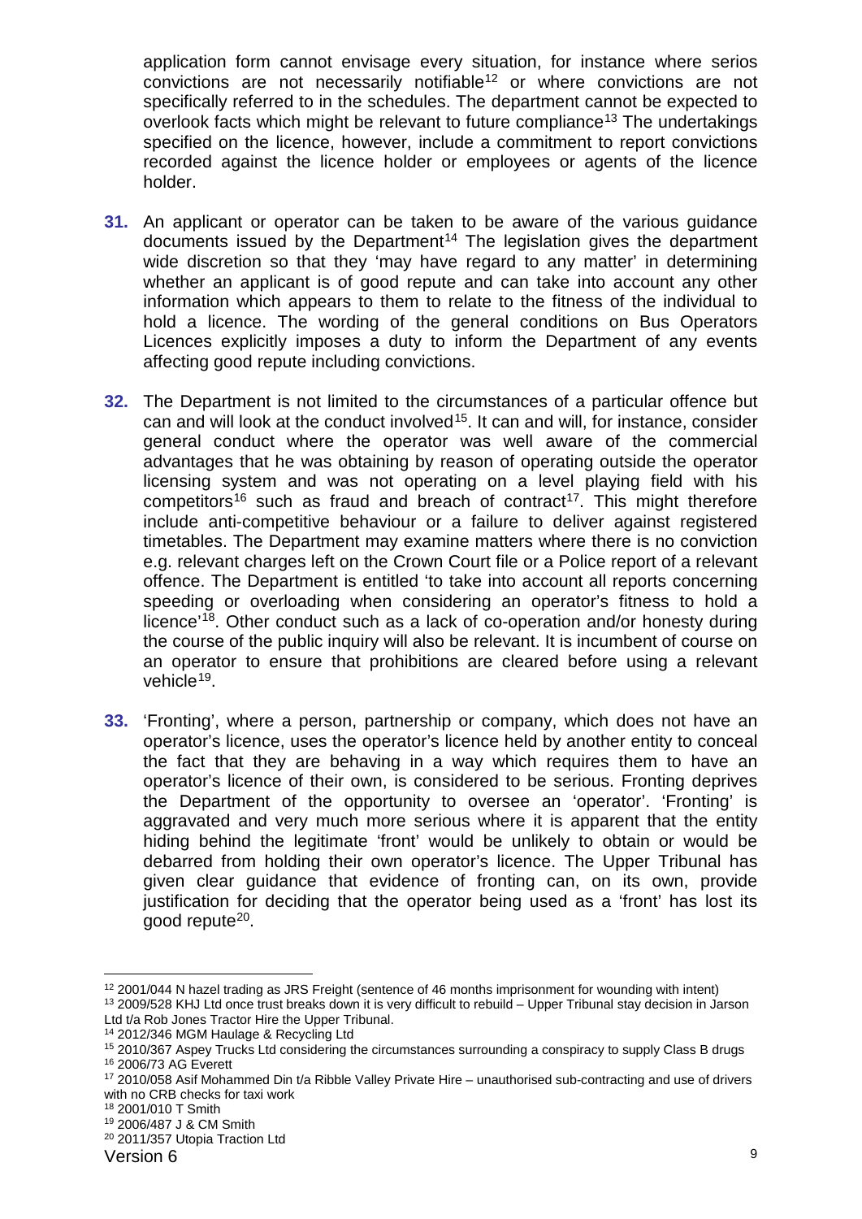application form cannot envisage every situation, for instance where serios convictions are not necessarily notifiable[12] or where convictions are not specifically referred to in the schedules. The department cannot be expected to overlook facts which might be relevant to future compliance[13] The undertakings specified on the licence, however, include a commitment to report convictions recorded against the licence holder or employees or agents of the licence holder.

**31.** An applicant or operator can be taken to be aware of the various guidance documents issued by the Department[14] The legislation gives the department wide discretion so that they 'may have regard to any matter' in determining whether an applicant is of good repute and can take into account any other information which appears to them to relate to the fitness of the individual to hold a licence. The wording of the general conditions on Bus Operators Licences explicitly imposes a duty to inform the Department of any events affecting good repute including convictions.

**32.** The Department is not limited to the circumstances of a particular offence but can and will look at the conduct involved[15]. It can and will, for instance, consider general conduct where the operator was well aware of the commercial advantages that he was obtaining by reason of operating outside the operator licensing system and was not operating on a level playing field with his competitors[16] such as fraud and breach of contract[17]. This might therefore include anti-competitive behaviour or a failure to deliver against registered timetables. The Department may examine matters where there is no conviction e.g. relevant charges left on the Crown Court file or a Police report of a relevant offence. The Department is entitled 'to take into account all reports concerning speeding or overloading when considering an operator's fitness to hold a licence'[18]. Other conduct such as a lack of co-operation and/or honesty during the course of the public inquiry will also be relevant. It is incumbent of course on an operator to ensure that prohibitions are cleared before using a relevant vehicle[19].

**33.** 'Fronting', where a person, partnership or company, which does not have an operator's licence, uses the operator's licence held by another entity to conceal the fact that they are behaving in a way which requires them to have an operator's licence of their own, is considered to be serious. Fronting deprives the Department of the opportunity to oversee an 'operator'. 'Fronting' is aggravated and very much more serious where it is apparent that the entity hiding behind the legitimate 'front' would be unlikely to obtain or would be debarred from holding their own operator's licence. The Upper Tribunal has given clear guidance that evidence of fronting can, on its own, provide justification for deciding that the operator being used as a 'front' has lost its good repute[20].

---

[12] 2001/044 N hazel trading as JRS Freight (sentence of 46 months imprisonment for wounding with intent)

[13] 2009/528 KHJ Ltd once trust breaks down it is very difficult to rebuild – Upper Tribunal stay decision in Jarson Ltd t/a Rob Jones Tractor Hire the Upper Tribunal.

[14] 2012/346 MGM Haulage & Recycling Ltd

[15] 2010/367 Aspey Trucks Ltd considering the circumstances surrounding a conspiracy to supply Class B drugs

[16] 2006/73 AG Everett

[17] 2010/058 Asif Mohammed Din t/a Ribble Valley Private Hire – unauthorised sub-contracting and use of drivers with no CRB checks for taxi work

[18] 2001/010 T Smith

[19] 2006/487 J & CM Smith

[20] 2011/357 Utopia Traction Ltd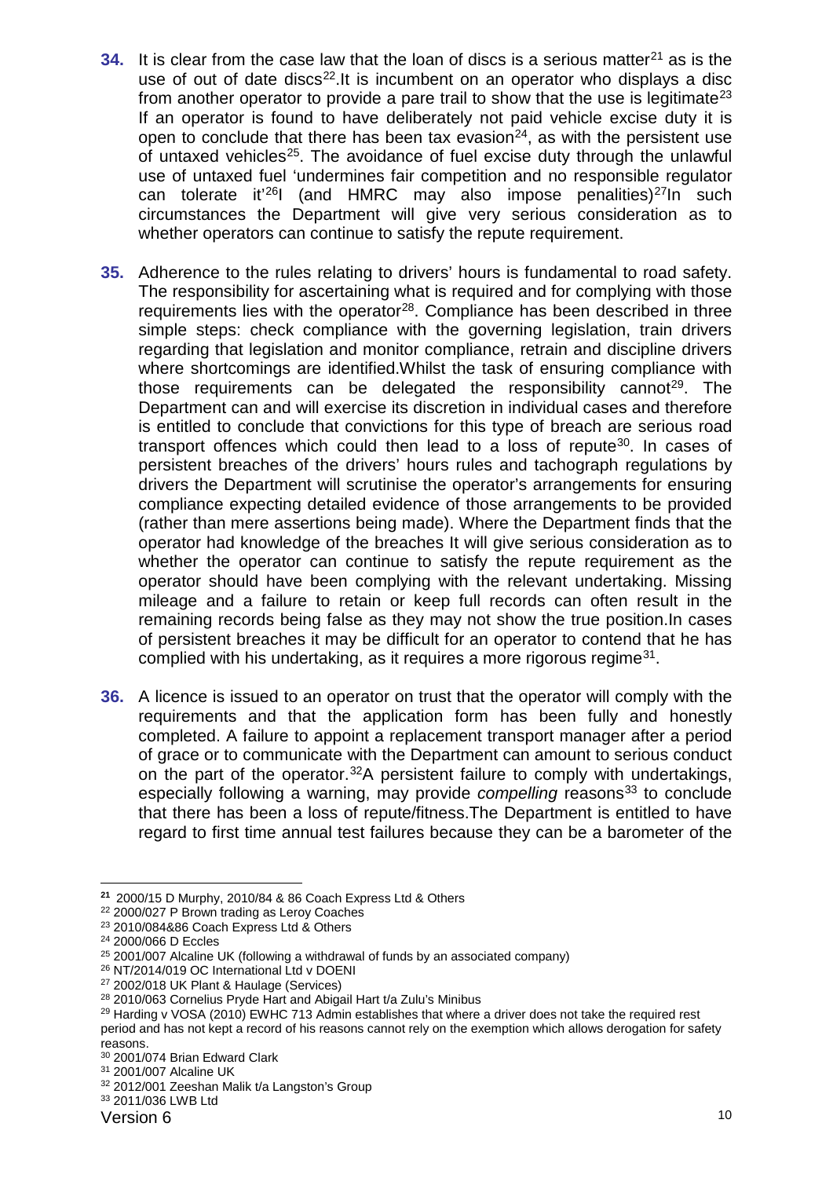**34.** It is clear from the case law that the loan of discs is a serious matter[21] as is the use of out of date discs[22].It is incumbent on an operator who displays a disc from another operator to provide a pare trail to show that the use is legitimate[23] If an operator is found to have deliberately not paid vehicle excise duty it is open to conclude that there has been tax evasion[24], as with the persistent use of untaxed vehicles[25]. The avoidance of fuel excise duty through the unlawful use of untaxed fuel 'undermines fair competition and no responsible regulator can tolerate it'[26]I (and HMRC may also impose penalities)[27]In such circumstances the Department will give very serious consideration as to whether operators can continue to satisfy the repute requirement.

**35.** Adherence to the rules relating to drivers' hours is fundamental to road safety. The responsibility for ascertaining what is required and for complying with those requirements lies with the operator[28]. Compliance has been described in three simple steps: check compliance with the governing legislation, train drivers regarding that legislation and monitor compliance, retrain and discipline drivers where shortcomings are identified.Whilst the task of ensuring compliance with those requirements can be delegated the responsibility cannot[29]. The Department can and will exercise its discretion in individual cases and therefore is entitled to conclude that convictions for this type of breach are serious road transport offences which could then lead to a loss of repute[30]. In cases of persistent breaches of the drivers' hours rules and tachograph regulations by drivers the Department will scrutinise the operator's arrangements for ensuring compliance expecting detailed evidence of those arrangements to be provided (rather than mere assertions being made). Where the Department finds that the operator had knowledge of the breaches It will give serious consideration as to whether the operator can continue to satisfy the repute requirement as the operator should have been complying with the relevant undertaking. Missing mileage and a failure to retain or keep full records can often result in the remaining records being false as they may not show the true position.In cases of persistent breaches it may be difficult for an operator to contend that he has complied with his undertaking, as it requires a more rigorous regime[31].

**36.** A licence is issued to an operator on trust that the operator will comply with the requirements and that the application form has been fully and honestly completed. A failure to appoint a replacement transport manager after a period of grace or to communicate with the Department can amount to serious conduct on the part of the operator.[32]A persistent failure to comply with undertakings, especially following a warning, may provide *compelling* reasons[33] to conclude that there has been a loss of repute/fitness.The Department is entitled to have regard to first time annual test failures because they can be a barometer of the

---

[21] 2000/15 D Murphy, 2010/84 & 86 Coach Express Ltd & Others

[22] 2000/027 P Brown trading as Leroy Coaches

[23] 2010/084&86 Coach Express Ltd & Others

[24] 2000/066 D Eccles

[25] 2001/007 Alcaline UK (following a withdrawal of funds by an associated company)

[26] NT/2014/019 OC International Ltd v DOENI

[27] 2002/018 UK Plant & Haulage (Services)

[28] 2010/063 Cornelius Pryde Hart and Abigail Hart t/a Zulu's Minibus

[29] Harding v VOSA (2010) EWHC 713 Admin establishes that where a driver does not take the required rest period and has not kept a record of his reasons cannot rely on the exemption which allows derogation for safety reasons.

[30] 2001/074 Brian Edward Clark

[31] 2001/007 Alcaline UK

[32] 2012/001 Zeeshan Malik t/a Langston's Group

[33] 2011/036 LWB Ltd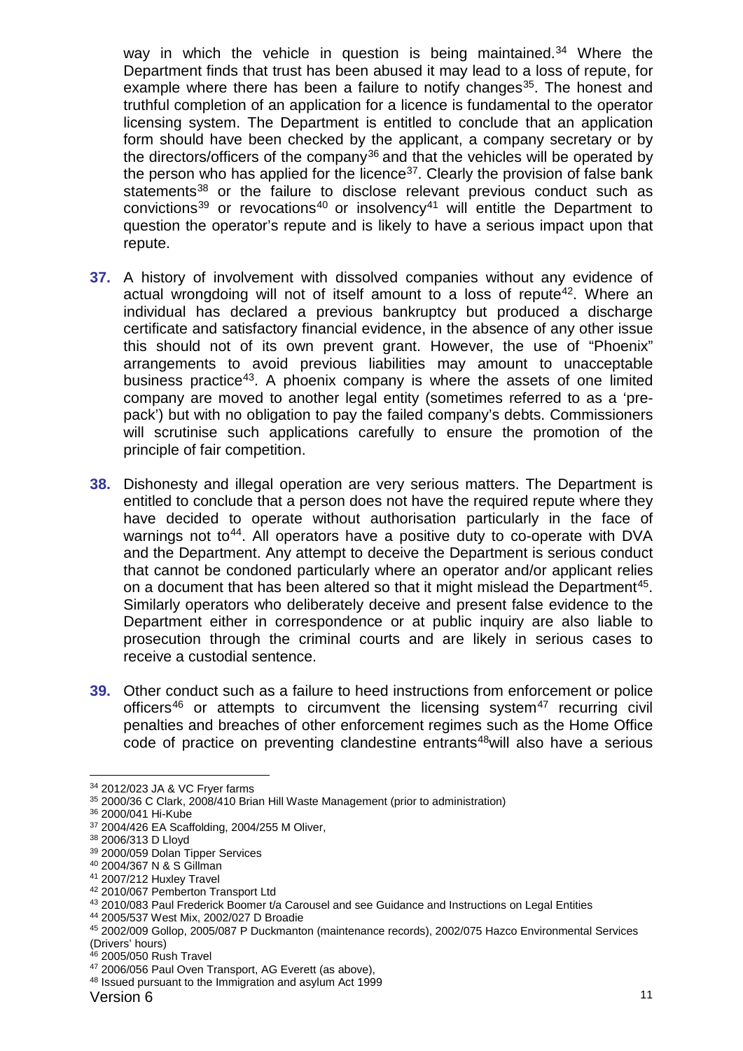way in which the vehicle in question is being maintained.[34] Where the Department finds that trust has been abused it may lead to a loss of repute, for example where there has been a failure to notify changes[35]. The honest and truthful completion of an application for a licence is fundamental to the operator licensing system. The Department is entitled to conclude that an application form should have been checked by the applicant, a company secretary or by the directors/officers of the company[36] and that the vehicles will be operated by the person who has applied for the licence[37]. Clearly the provision of false bank statements[38] or the failure to disclose relevant previous conduct such as convictions[39] or revocations[40] or insolvency[41] will entitle the Department to question the operator's repute and is likely to have a serious impact upon that repute.

**37.** A history of involvement with dissolved companies without any evidence of actual wrongdoing will not of itself amount to a loss of repute[42]. Where an individual has declared a previous bankruptcy but produced a discharge certificate and satisfactory financial evidence, in the absence of any other issue this should not of its own prevent grant. However, the use of "Phoenix" arrangements to avoid previous liabilities may amount to unacceptable business practice[43]. A phoenix company is where the assets of one limited company are moved to another legal entity (sometimes referred to as a 'pre-pack') but with no obligation to pay the failed company's debts. Commissioners will scrutinise such applications carefully to ensure the promotion of the principle of fair competition.

**38.** Dishonesty and illegal operation are very serious matters. The Department is entitled to conclude that a person does not have the required repute where they have decided to operate without authorisation particularly in the face of warnings not to[44]. All operators have a positive duty to co-operate with DVA and the Department. Any attempt to deceive the Department is serious conduct that cannot be condoned particularly where an operator and/or applicant relies on a document that has been altered so that it might mislead the Department[45]. Similarly operators who deliberately deceive and present false evidence to the Department either in correspondence or at public inquiry are also liable to prosecution through the criminal courts and are likely in serious cases to receive a custodial sentence.

**39.** Other conduct such as a failure to heed instructions from enforcement or police officers[46] or attempts to circumvent the licensing system[47] recurring civil penalties and breaches of other enforcement regimes such as the Home Office code of practice on preventing clandestine entrants[48]will also have a serious

---

[34] 2012/023 JA & VC Fryer farms
[35] 2000/36 C Clark, 2008/410 Brian Hill Waste Management (prior to administration)
[36] 2000/041 Hi-Kube
[37] 2004/426 EA Scaffolding, 2004/255 M Oliver,
[38] 2006/313 D Lloyd
[39] 2000/059 Dolan Tipper Services
[40] 2004/367 N & S Gillman
[41] 2007/212 Huxley Travel
[42] 2010/067 Pemberton Transport Ltd
[43] 2010/083 Paul Frederick Boomer t/a Carousel and see Guidance and Instructions on Legal Entities
[44] 2005/537 West Mix, 2002/027 D Broadie
[45] 2002/009 Gollop, 2005/087 P Duckmanton (maintenance records), 2002/075 Hazco Environmental Services (Drivers' hours)
[46] 2005/050 Rush Travel
[47] 2006/056 Paul Oven Transport, AG Everett (as above),
[48] Issued pursuant to the Immigration and asylum Act 1999

Version 6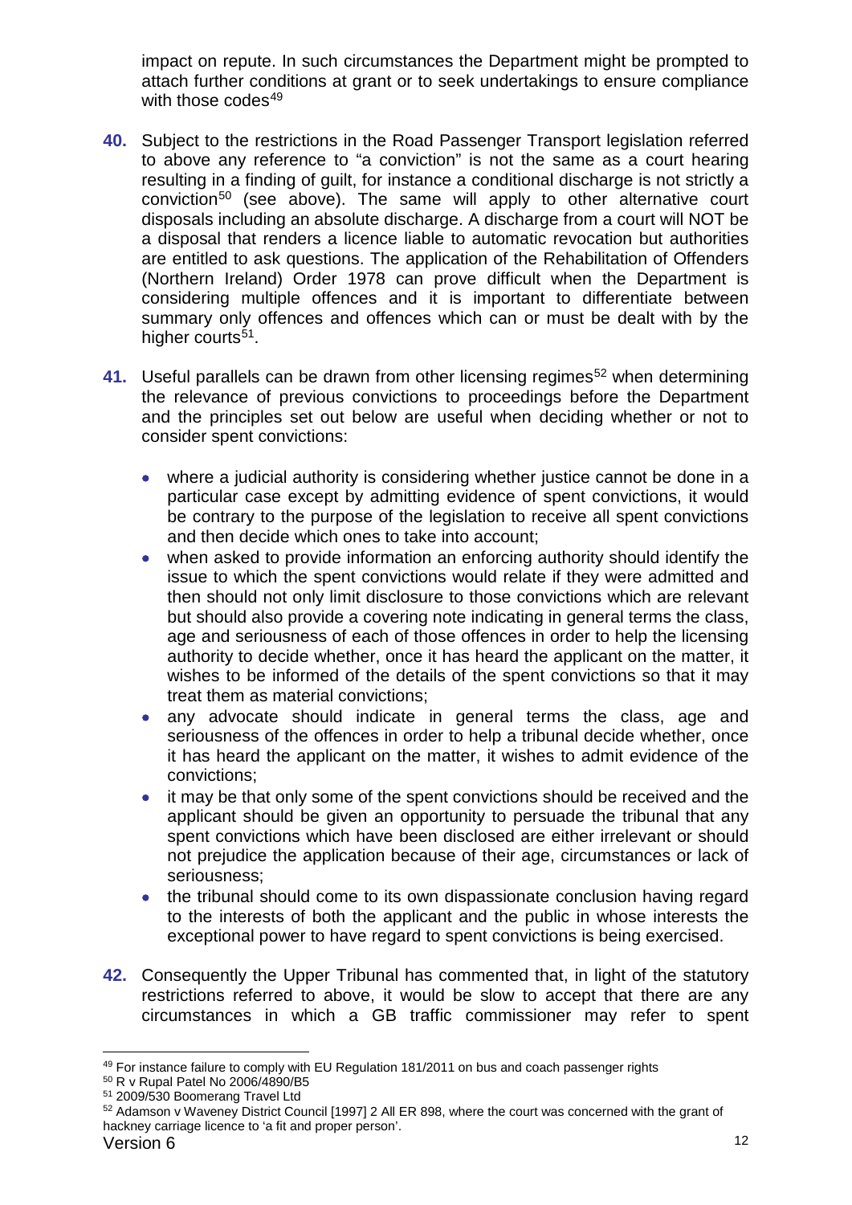impact on repute. In such circumstances the Department might be prompted to attach further conditions at grant or to seek undertakings to ensure compliance with those codes[49]

**40.** Subject to the restrictions in the Road Passenger Transport legislation referred to above any reference to "a conviction" is not the same as a court hearing resulting in a finding of guilt, for instance a conditional discharge is not strictly a conviction[50] (see above). The same will apply to other alternative court disposals including an absolute discharge. A discharge from a court will NOT be a disposal that renders a licence liable to automatic revocation but authorities are entitled to ask questions. The application of the Rehabilitation of Offenders (Northern Ireland) Order 1978 can prove difficult when the Department is considering multiple offences and it is important to differentiate between summary only offences and offences which can or must be dealt with by the higher courts[51].

**41.** Useful parallels can be drawn from other licensing regimes[52] when determining the relevance of previous convictions to proceedings before the Department and the principles set out below are useful when deciding whether or not to consider spent convictions:

- where a judicial authority is considering whether justice cannot be done in a particular case except by admitting evidence of spent convictions, it would be contrary to the purpose of the legislation to receive all spent convictions and then decide which ones to take into account;
- when asked to provide information an enforcing authority should identify the issue to which the spent convictions would relate if they were admitted and then should not only limit disclosure to those convictions which are relevant but should also provide a covering note indicating in general terms the class, age and seriousness of each of those offences in order to help the licensing authority to decide whether, once it has heard the applicant on the matter, it wishes to be informed of the details of the spent convictions so that it may treat them as material convictions;
- any advocate should indicate in general terms the class, age and seriousness of the offences in order to help a tribunal decide whether, once it has heard the applicant on the matter, it wishes to admit evidence of the convictions;
- it may be that only some of the spent convictions should be received and the applicant should be given an opportunity to persuade the tribunal that any spent convictions which have been disclosed are either irrelevant or should not prejudice the application because of their age, circumstances or lack of seriousness;
- the tribunal should come to its own dispassionate conclusion having regard to the interests of both the applicant and the public in whose interests the exceptional power to have regard to spent convictions is being exercised.

**42.** Consequently the Upper Tribunal has commented that, in light of the statutory restrictions referred to above, it would be slow to accept that there are any circumstances in which a GB traffic commissioner may refer to spent

---

[49] For instance failure to comply with EU Regulation 181/2011 on bus and coach passenger rights

[50] R v Rupal Patel No 2006/4890/B5

[51] 2009/530 Boomerang Travel Ltd

[52] Adamson v Waveney District Council [1997] 2 All ER 898, where the court was concerned with the grant of hackney carriage licence to 'a fit and proper person'.

Version 6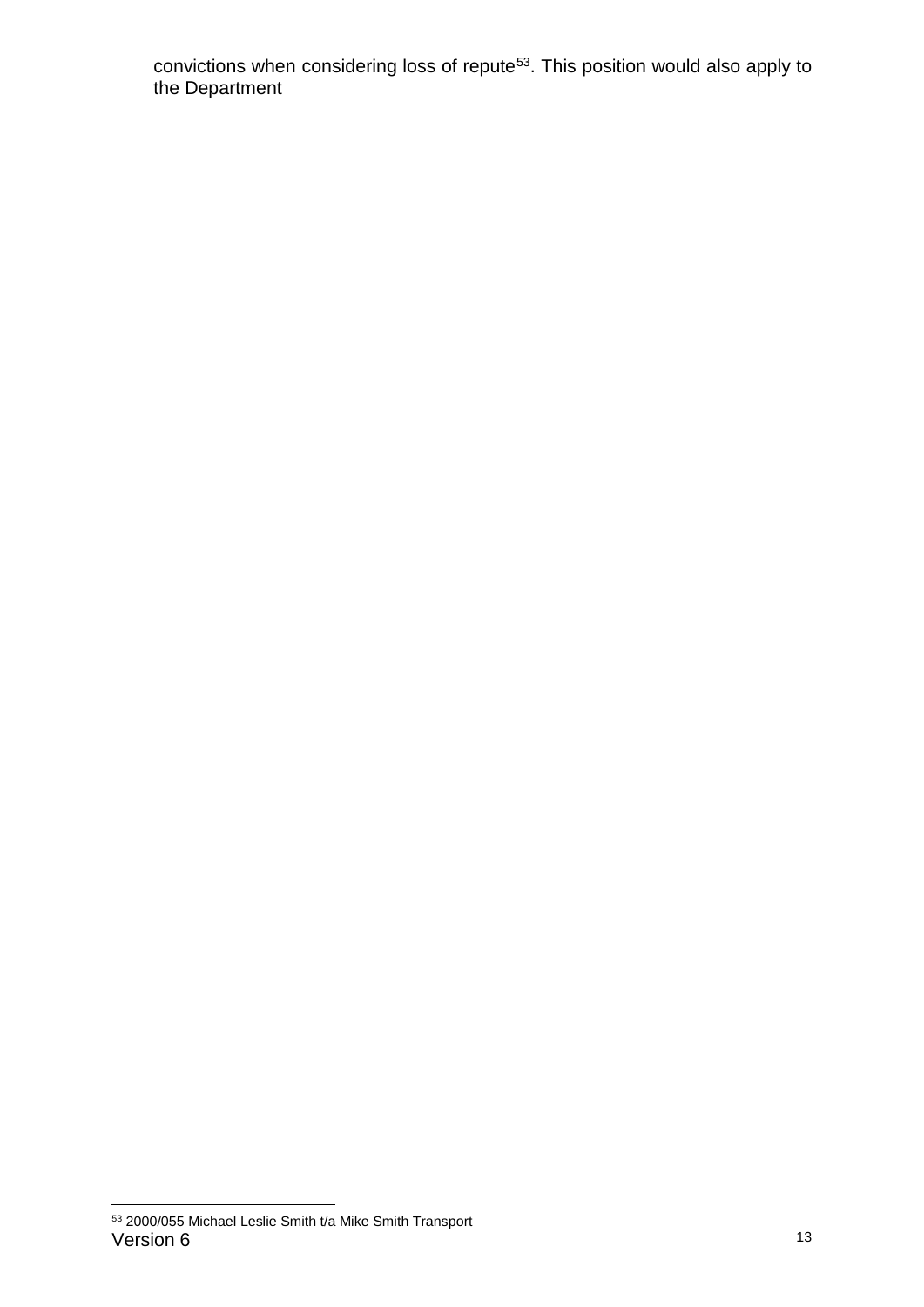convictions when considering loss of repute[53]. This position would also apply to the Department

[53] 2000/055 Michael Leslie Smith t/a Mike Smith Transport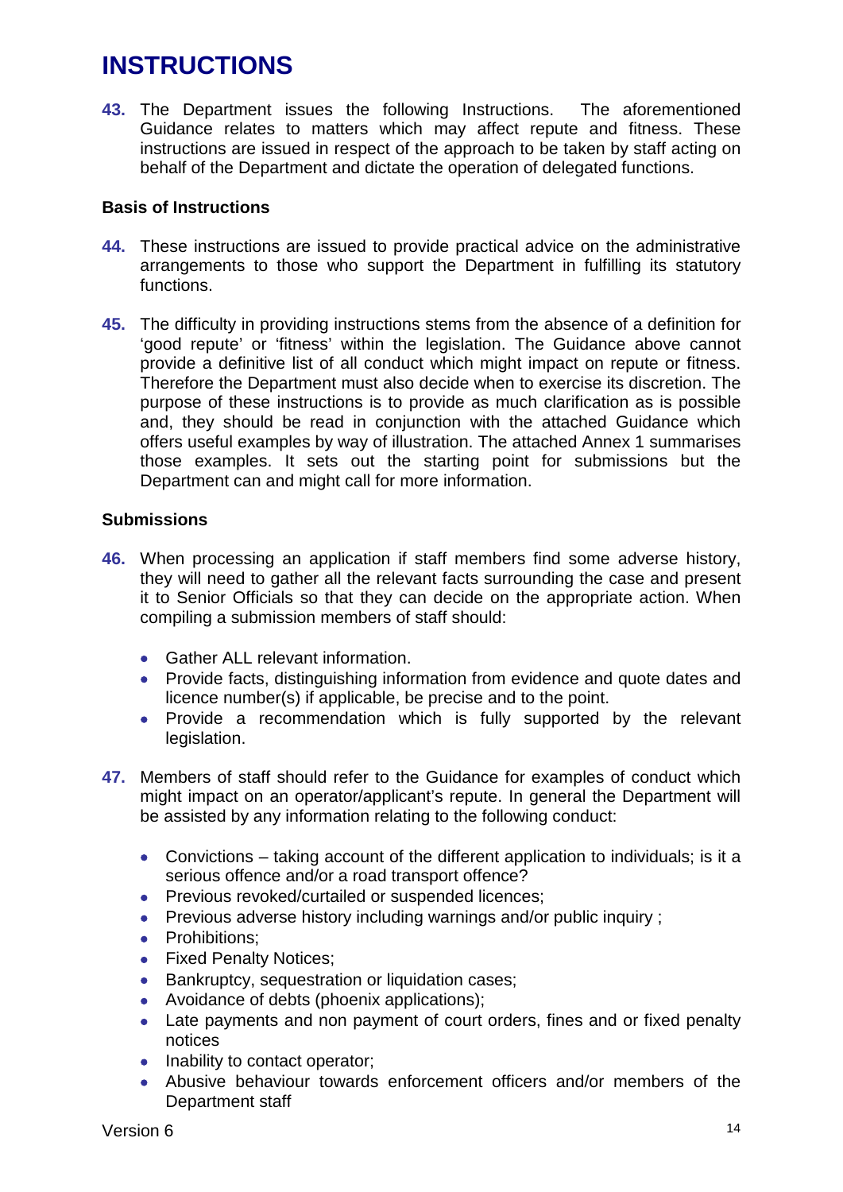# INSTRUCTIONS

**43.** The Department issues the following Instructions. The aforementioned Guidance relates to matters which may affect repute and fitness. These instructions are issued in respect of the approach to be taken by staff acting on behalf of the Department and dictate the operation of delegated functions.

### Basis of Instructions

**44.** These instructions are issued to provide practical advice on the administrative arrangements to those who support the Department in fulfilling its statutory functions.

**45.** The difficulty in providing instructions stems from the absence of a definition for 'good repute' or 'fitness' within the legislation. The Guidance above cannot provide a definitive list of all conduct which might impact on repute or fitness. Therefore the Department must also decide when to exercise its discretion. The purpose of these instructions is to provide as much clarification as is possible and, they should be read in conjunction with the attached Guidance which offers useful examples by way of illustration. The attached Annex 1 summarises those examples. It sets out the starting point for submissions but the Department can and might call for more information.

### Submissions

**46.** When processing an application if staff members find some adverse history, they will need to gather all the relevant facts surrounding the case and present it to Senior Officials so that they can decide on the appropriate action. When compiling a submission members of staff should:

- Gather ALL relevant information.
- Provide facts, distinguishing information from evidence and quote dates and licence number(s) if applicable, be precise and to the point.
- Provide a recommendation which is fully supported by the relevant legislation.

**47.** Members of staff should refer to the Guidance for examples of conduct which might impact on an operator/applicant's repute. In general the Department will be assisted by any information relating to the following conduct:

- Convictions – taking account of the different application to individuals; is it a serious offence and/or a road transport offence?
- Previous revoked/curtailed or suspended licences;
- Previous adverse history including warnings and/or public inquiry ;
- Prohibitions;
- Fixed Penalty Notices;
- Bankruptcy, sequestration or liquidation cases;
- Avoidance of debts (phoenix applications);
- Late payments and non payment of court orders, fines and or fixed penalty notices
- Inability to contact operator;
- Abusive behaviour towards enforcement officers and/or members of the Department staff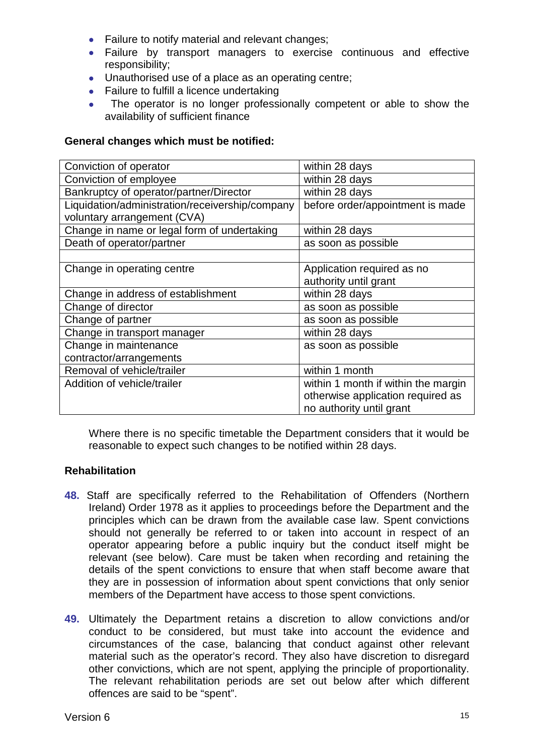- Failure to notify material and relevant changes;
- Failure by transport managers to exercise continuous and effective responsibility;
- Unauthorised use of a place as an operating centre;
- Failure to fulfill a licence undertaking
- The operator is no longer professionally competent or able to show the availability of sufficient finance

**General changes which must be notified:**

| | |
|---|---|
| Conviction of operator | within 28 days |
| Conviction of employee | within 28 days |
| Bankruptcy of operator/partner/Director | within 28 days |
| Liquidation/administration/receivership/company voluntary arrangement (CVA) | before order/appointment is made |
| Change in name or legal form of undertaking | within 28 days |
| Death of operator/partner | as soon as possible |
| | |
| Change in operating centre | Application required as no authority until grant |
| Change in address of establishment | within 28 days |
| Change of director | as soon as possible |
| Change of partner | as soon as possible |
| Change in transport manager | within 28 days |
| Change in maintenance contractor/arrangements | as soon as possible |
| Removal of vehicle/trailer | within 1 month |
| Addition of vehicle/trailer | within 1 month if within the margin otherwise application required as no authority until grant |

Where there is no specific timetable the Department considers that it would be reasonable to expect such changes to be notified within 28 days.

**Rehabilitation**

**48.** Staff are specifically referred to the Rehabilitation of Offenders (Northern Ireland) Order 1978 as it applies to proceedings before the Department and the principles which can be drawn from the available case law. Spent convictions should not generally be referred to or taken into account in respect of an operator appearing before a public inquiry but the conduct itself might be relevant (see below). Care must be taken when recording and retaining the details of the spent convictions to ensure that when staff become aware that they are in possession of information about spent convictions that only senior members of the Department have access to those spent convictions.

**49.** Ultimately the Department retains a discretion to allow convictions and/or conduct to be considered, but must take into account the evidence and circumstances of the case, balancing that conduct against other relevant material such as the operator's record. They also have discretion to disregard other convictions, which are not spent, applying the principle of proportionality. The relevant rehabilitation periods are set out below after which different offences are said to be "spent".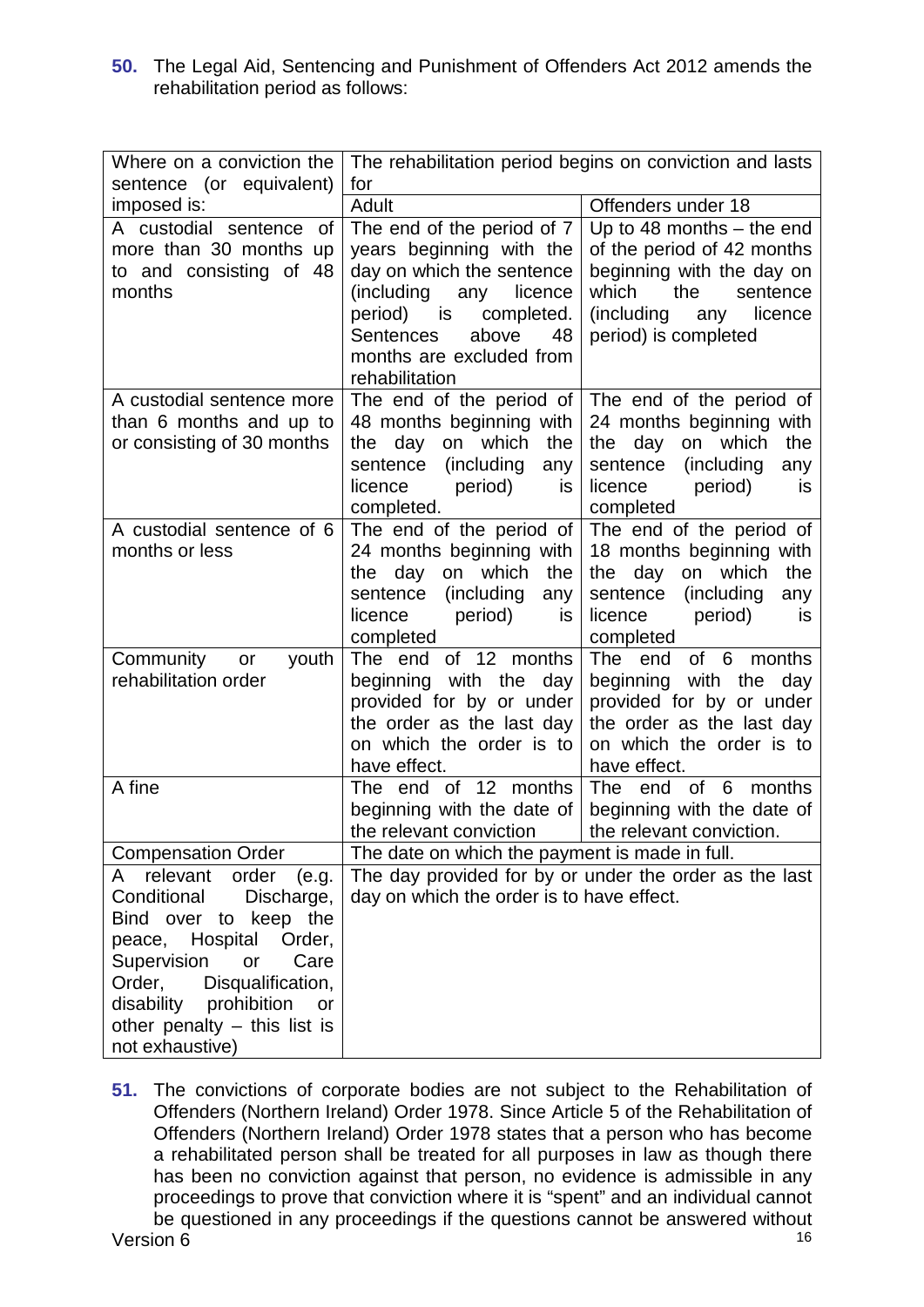**50.** The Legal Aid, Sentencing and Punishment of Offenders Act 2012 amends the rehabilitation period as follows:

| Where on a conviction the sentence (or equivalent) imposed is: | The rehabilitation period begins on conviction and lasts for | |
|---|---|---|
| | Adult | Offenders under 18 |
| A custodial sentence of more than 30 months up to and consisting of 48 months | The end of the period of 7 years beginning with the day on which the sentence (including any licence period) is completed. Sentences above 48 months are excluded from rehabilitation | Up to 48 months – the end of the period of 42 months beginning with the day on which the sentence (including any licence period) is completed |
| A custodial sentence more than 6 months and up to or consisting of 30 months | The end of the period of 48 months beginning with the day on which the sentence (including any licence period) is completed. | The end of the period of 24 months beginning with the day on which the sentence (including any licence period) is completed |
| A custodial sentence of 6 months or less | The end of the period of 24 months beginning with the day on which the sentence (including any licence period) is completed | The end of the period of 18 months beginning with the day on which the sentence (including any licence period) is completed |
| Community or youth rehabilitation order | The end of 12 months beginning with the day provided for by or under the order as the last day on which the order is to have effect. | The end of 6 months beginning with the day provided for by or under the order as the last day on which the order is to have effect. |
| A fine | The end of 12 months beginning with the date of the relevant conviction | The end of 6 months beginning with the date of the relevant conviction. |
| Compensation Order | The date on which the payment is made in full. | |
| A relevant order (e.g. Conditional Discharge, Bind over to keep the peace, Hospital Order, Supervision or Care Order, Disqualification, disability prohibition or other penalty – this list is not exhaustive) | The day provided for by or under the order as the last day on which the order is to have effect. | |

**51.** The convictions of corporate bodies are not subject to the Rehabilitation of Offenders (Northern Ireland) Order 1978. Since Article 5 of the Rehabilitation of Offenders (Northern Ireland) Order 1978 states that a person who has become a rehabilitated person shall be treated for all purposes in law as though there has been no conviction against that person, no evidence is admissible in any proceedings to prove that conviction where it is "spent" and an individual cannot be questioned in any proceedings if the questions cannot be answered without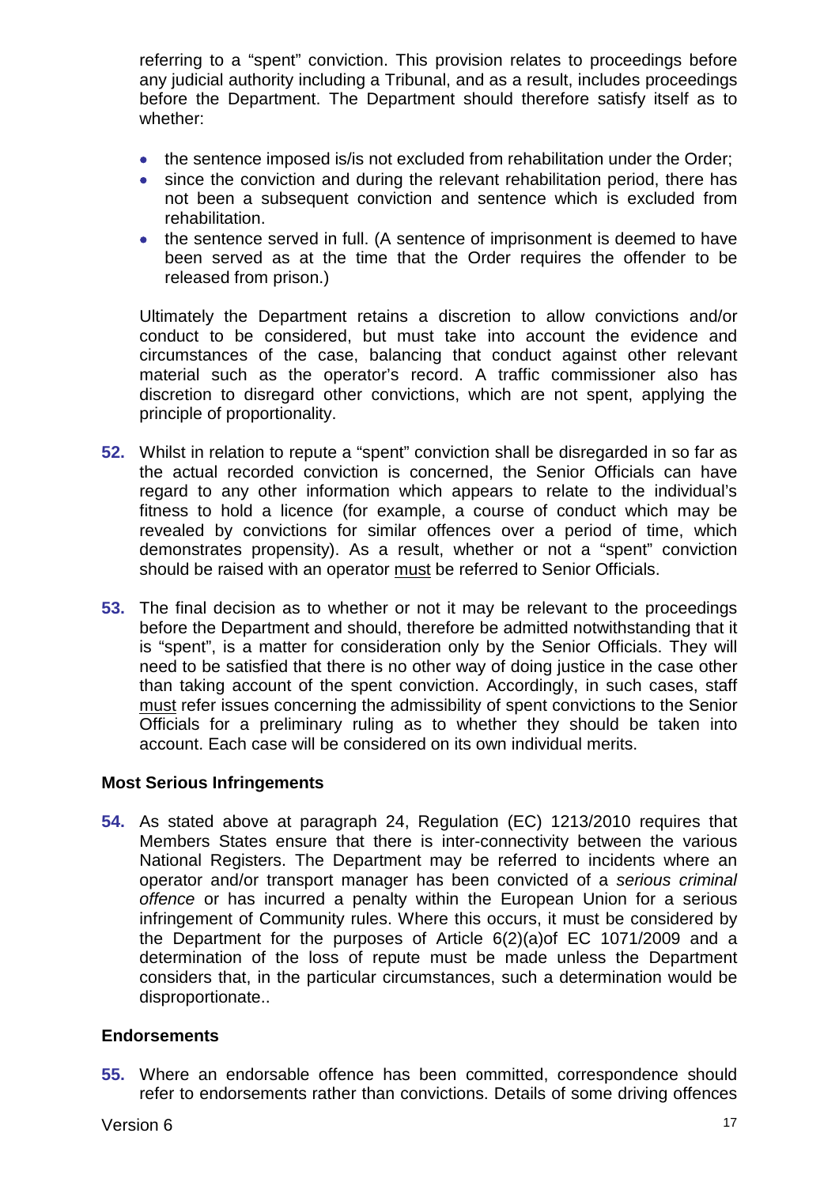referring to a "spent" conviction. This provision relates to proceedings before any judicial authority including a Tribunal, and as a result, includes proceedings before the Department. The Department should therefore satisfy itself as to whether:

- the sentence imposed is/is not excluded from rehabilitation under the Order;
- since the conviction and during the relevant rehabilitation period, there has not been a subsequent conviction and sentence which is excluded from rehabilitation.
- the sentence served in full. (A sentence of imprisonment is deemed to have been served as at the time that the Order requires the offender to be released from prison.)

Ultimately the Department retains a discretion to allow convictions and/or conduct to be considered, but must take into account the evidence and circumstances of the case, balancing that conduct against other relevant material such as the operator's record. A traffic commissioner also has discretion to disregard other convictions, which are not spent, applying the principle of proportionality.

**52.** Whilst in relation to repute a "spent" conviction shall be disregarded in so far as the actual recorded conviction is concerned, the Senior Officials can have regard to any other information which appears to relate to the individual's fitness to hold a licence (for example, a course of conduct which may be revealed by convictions for similar offences over a period of time, which demonstrates propensity). As a result, whether or not a "spent" conviction should be raised with an operator <u>must</u> be referred to Senior Officials.

**53.** The final decision as to whether or not it may be relevant to the proceedings before the Department and should, therefore be admitted notwithstanding that it is "spent", is a matter for consideration only by the Senior Officials. They will need to be satisfied that there is no other way of doing justice in the case other than taking account of the spent conviction. Accordingly, in such cases, staff <u>must</u> refer issues concerning the admissibility of spent convictions to the Senior Officials for a preliminary ruling as to whether they should be taken into account. Each case will be considered on its own individual merits.

### Most Serious Infringements

**54.** As stated above at paragraph 24, Regulation (EC) 1213/2010 requires that Members States ensure that there is inter-connectivity between the various National Registers. The Department may be referred to incidents where an operator and/or transport manager has been convicted of a *serious criminal offence* or has incurred a penalty within the European Union for a serious infringement of Community rules. Where this occurs, it must be considered by the Department for the purposes of Article 6(2)(a)of EC 1071/2009 and a determination of the loss of repute must be made unless the Department considers that, in the particular circumstances, such a determination would be disproportionate..

### Endorsements

**55.** Where an endorsable offence has been committed, correspondence should refer to endorsements rather than convictions. Details of some driving offences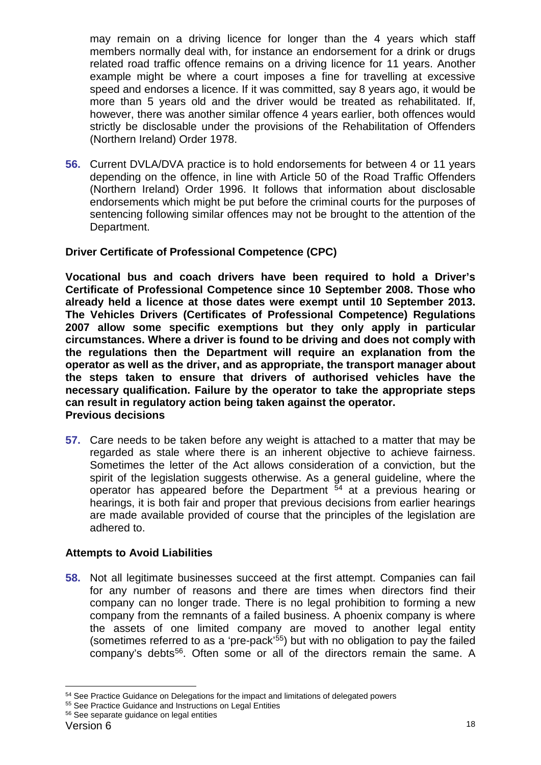may remain on a driving licence for longer than the 4 years which staff members normally deal with, for instance an endorsement for a drink or drugs related road traffic offence remains on a driving licence for 11 years. Another example might be where a court imposes a fine for travelling at excessive speed and endorses a licence. If it was committed, say 8 years ago, it would be more than 5 years old and the driver would be treated as rehabilitated. If, however, there was another similar offence 4 years earlier, both offences would strictly be disclosable under the provisions of the Rehabilitation of Offenders (Northern Ireland) Order 1978.

**56.** Current DVLA/DVA practice is to hold endorsements for between 4 or 11 years depending on the offence, in line with Article 50 of the Road Traffic Offenders (Northern Ireland) Order 1996. It follows that information about disclosable endorsements which might be put before the criminal courts for the purposes of sentencing following similar offences may not be brought to the attention of the Department.

**Driver Certificate of Professional Competence (CPC)**

**Vocational bus and coach drivers have been required to hold a Driver's Certificate of Professional Competence since 10 September 2008. Those who already held a licence at those dates were exempt until 10 September 2013. The Vehicles Drivers (Certificates of Professional Competence) Regulations 2007 allow some specific exemptions but they only apply in particular circumstances. Where a driver is found to be driving and does not comply with the regulations then the Department will require an explanation from the operator as well as the driver, and as appropriate, the transport manager about the steps taken to ensure that drivers of authorised vehicles have the necessary qualification. Failure by the operator to take the appropriate steps can result in regulatory action being taken against the operator.**

**Previous decisions**

**57.** Care needs to be taken before any weight is attached to a matter that may be regarded as stale where there is an inherent objective to achieve fairness. Sometimes the letter of the Act allows consideration of a conviction, but the spirit of the legislation suggests otherwise. As a general guideline, where the operator has appeared before the Department [54] at a previous hearing or hearings, it is both fair and proper that previous decisions from earlier hearings are made available provided of course that the principles of the legislation are adhered to.

**Attempts to Avoid Liabilities**

**58.** Not all legitimate businesses succeed at the first attempt. Companies can fail for any number of reasons and there are times when directors find their company can no longer trade. There is no legal prohibition to forming a new company from the remnants of a failed business. A phoenix company is where the assets of one limited company are moved to another legal entity (sometimes referred to as a 'pre-pack'[55]) but with no obligation to pay the failed company's debts[56]. Often some or all of the directors remain the same. A

---

[54] See Practice Guidance on Delegations for the impact and limitations of delegated powers

[55] See Practice Guidance and Instructions on Legal Entities

[56] See separate guidance on legal entities

Version 6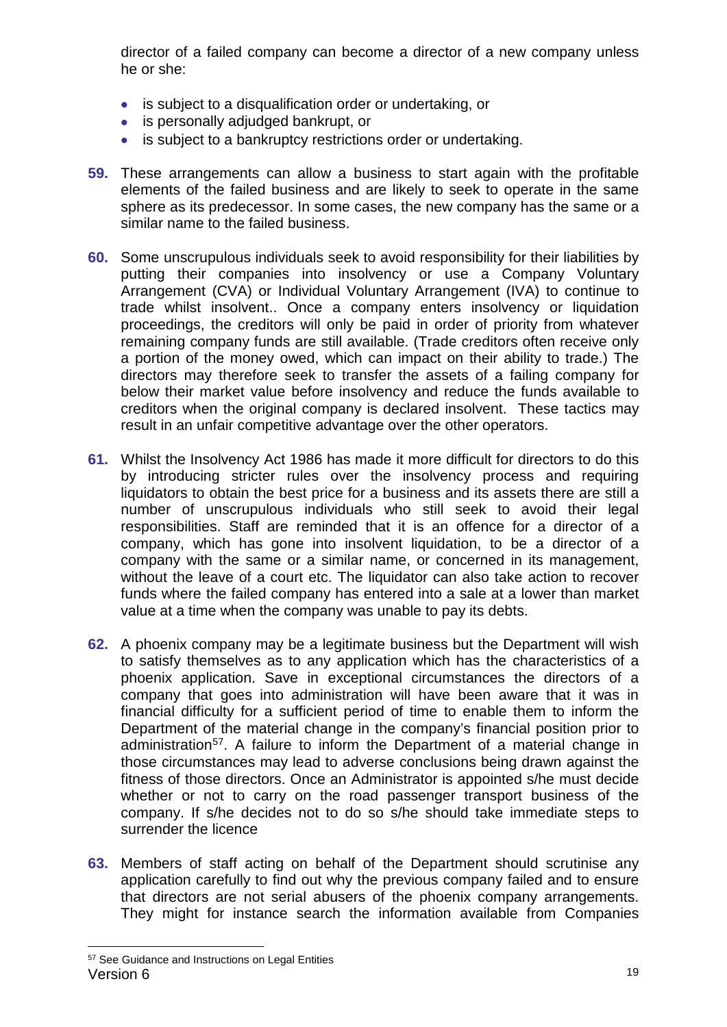director of a failed company can become a director of a new company unless he or she:

- is subject to a disqualification order or undertaking, or
- is personally adjudged bankrupt, or
- is subject to a bankruptcy restrictions order or undertaking.

**59.** These arrangements can allow a business to start again with the profitable elements of the failed business and are likely to seek to operate in the same sphere as its predecessor. In some cases, the new company has the same or a similar name to the failed business.

**60.** Some unscrupulous individuals seek to avoid responsibility for their liabilities by putting their companies into insolvency or use a Company Voluntary Arrangement (CVA) or Individual Voluntary Arrangement (IVA) to continue to trade whilst insolvent.. Once a company enters insolvency or liquidation proceedings, the creditors will only be paid in order of priority from whatever remaining company funds are still available. (Trade creditors often receive only a portion of the money owed, which can impact on their ability to trade.) The directors may therefore seek to transfer the assets of a failing company for below their market value before insolvency and reduce the funds available to creditors when the original company is declared insolvent. These tactics may result in an unfair competitive advantage over the other operators.

**61.** Whilst the Insolvency Act 1986 has made it more difficult for directors to do this by introducing stricter rules over the insolvency process and requiring liquidators to obtain the best price for a business and its assets there are still a number of unscrupulous individuals who still seek to avoid their legal responsibilities. Staff are reminded that it is an offence for a director of a company, which has gone into insolvent liquidation, to be a director of a company with the same or a similar name, or concerned in its management, without the leave of a court etc. The liquidator can also take action to recover funds where the failed company has entered into a sale at a lower than market value at a time when the company was unable to pay its debts.

**62.** A phoenix company may be a legitimate business but the Department will wish to satisfy themselves as to any application which has the characteristics of a phoenix application. Save in exceptional circumstances the directors of a company that goes into administration will have been aware that it was in financial difficulty for a sufficient period of time to enable them to inform the Department of the material change in the company's financial position prior to administration[57]. A failure to inform the Department of a material change in those circumstances may lead to adverse conclusions being drawn against the fitness of those directors. Once an Administrator is appointed s/he must decide whether or not to carry on the road passenger transport business of the company. If s/he decides not to do so s/he should take immediate steps to surrender the licence

**63.** Members of staff acting on behalf of the Department should scrutinise any application carefully to find out why the previous company failed and to ensure that directors are not serial abusers of the phoenix company arrangements. They might for instance search the information available from Companies

[57] See Guidance and Instructions on Legal Entities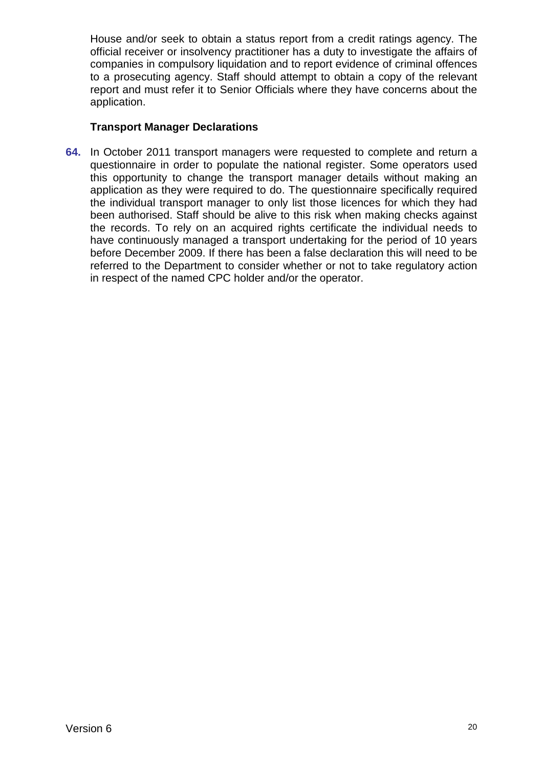House and/or seek to obtain a status report from a credit ratings agency. The official receiver or insolvency practitioner has a duty to investigate the affairs of companies in compulsory liquidation and to report evidence of criminal offences to a prosecuting agency. Staff should attempt to obtain a copy of the relevant report and must refer it to Senior Officials where they have concerns about the application.

**Transport Manager Declarations**

**64.** In October 2011 transport managers were requested to complete and return a questionnaire in order to populate the national register. Some operators used this opportunity to change the transport manager details without making an application as they were required to do. The questionnaire specifically required the individual transport manager to only list those licences for which they had been authorised. Staff should be alive to this risk when making checks against the records. To rely on an acquired rights certificate the individual needs to have continuously managed a transport undertaking for the period of 10 years before December 2009. If there has been a false declaration this will need to be referred to the Department to consider whether or not to take regulatory action in respect of the named CPC holder and/or the operator.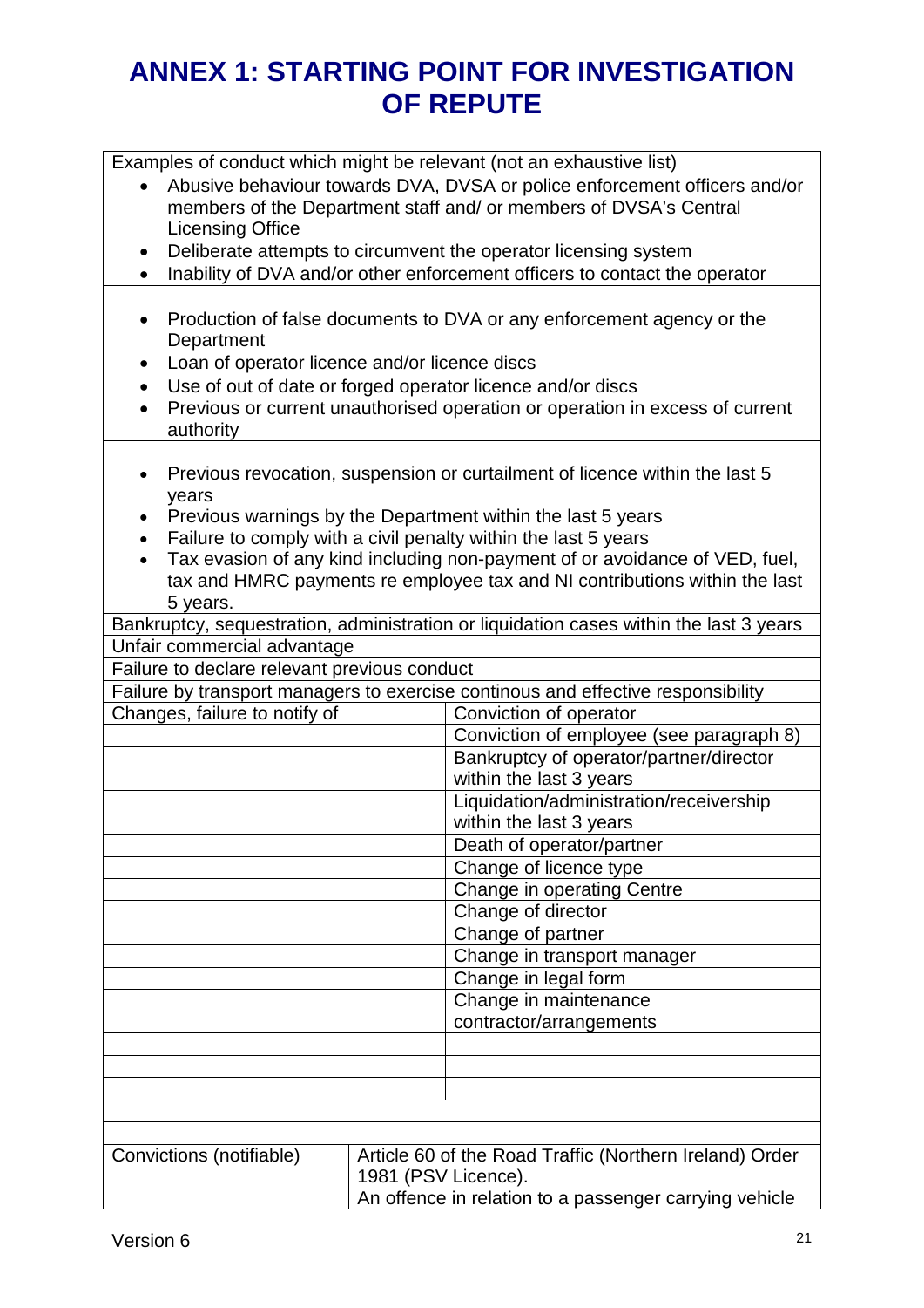# ANNEX 1: STARTING POINT FOR INVESTIGATION OF REPUTE

| Examples of conduct which might be relevant (not an exhaustive list) | |
|---|---|
| • Abusive behaviour towards DVA, DVSA or police enforcement officers and/or members of the Department staff and/ or members of DVSA's Central Licensing Office<br>• Deliberate attempts to circumvent the operator licensing system<br>• Inability of DVA and/or other enforcement officers to contact the operator | |
| • Production of false documents to DVA or any enforcement agency or the Department<br>• Loan of operator licence and/or licence discs<br>• Use of out of date or forged operator licence and/or discs<br>• Previous or current unauthorised operation or operation in excess of current authority | |
| • Previous revocation, suspension or curtailment of licence within the last 5 years<br>• Previous warnings by the Department within the last 5 years<br>• Failure to comply with a civil penalty within the last 5 years<br>• Tax evasion of any kind including non-payment of or avoidance of VED, fuel, tax and HMRC payments re employee tax and NI contributions within the last 5 years. | |
| Bankruptcy, sequestration, administration or liquidation cases within the last 3 years | |
| Unfair commercial advantage | |
| Failure to declare relevant previous conduct | |
| Failure by transport managers to exercise continous and effective responsibility | |
| Changes, failure to notify of | Conviction of operator |
| | Conviction of employee (see paragraph 8) |
| | Bankruptcy of operator/partner/director within the last 3 years |
| | Liquidation/administration/receivership within the last 3 years |
| | Death of operator/partner |
| | Change of licence type |
| | Change in operating Centre |
| | Change of director |
| | Change of partner |
| | Change in transport manager |
| | Change in legal form |
| | Change in maintenance contractor/arrangements |
| | |
| | |
| | |
| | |
| | |
| Convictions (notifiable) | Article 60 of the Road Traffic (Northern Ireland) Order 1981 (PSV Licence).<br>An offence in relation to a passenger carrying vehicle |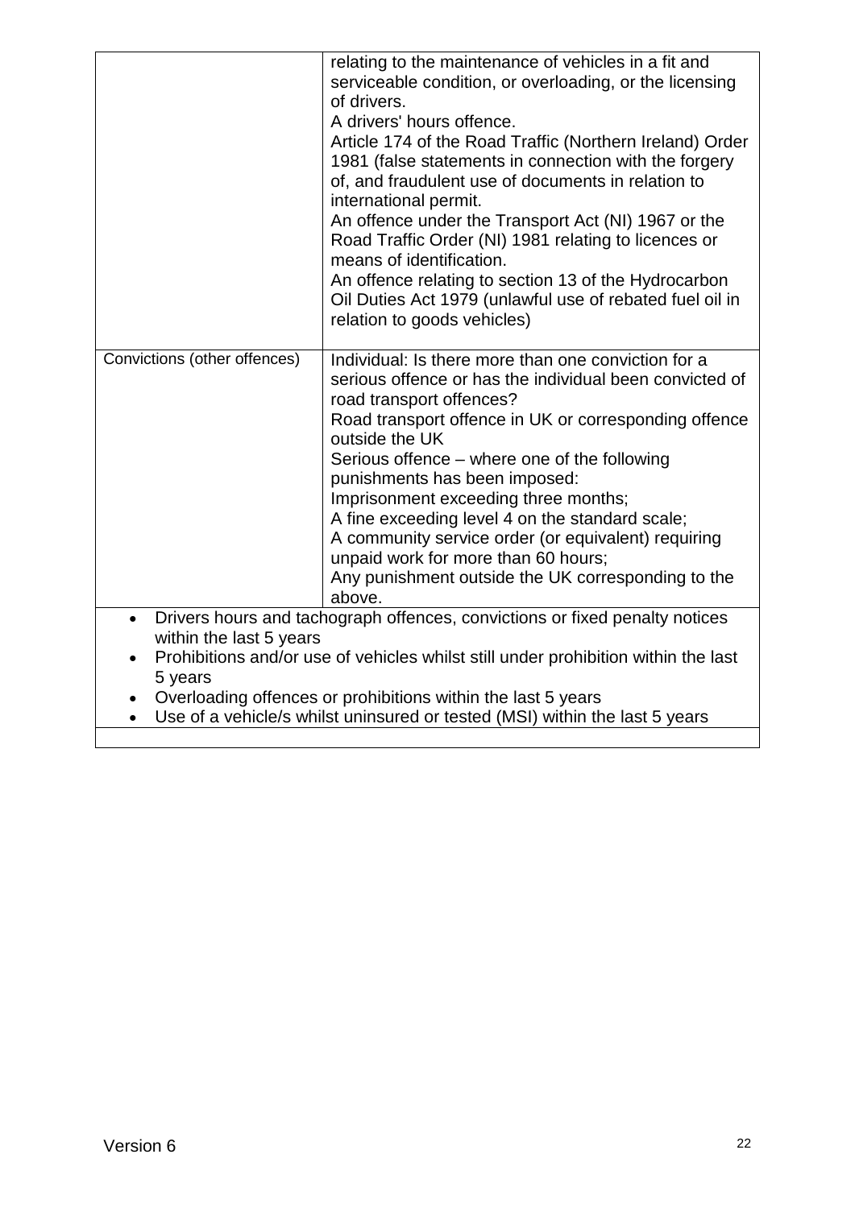|  |  |
|---|---|
|  | relating to the maintenance of vehicles in a fit and serviceable condition, or overloading, or the licensing of drivers.<br>A drivers' hours offence.<br>Article 174 of the Road Traffic (Northern Ireland) Order 1981 (false statements in connection with the forgery of, and fraudulent use of documents in relation to international permit.<br>An offence under the Transport Act (NI) 1967 or the Road Traffic Order (NI) 1981 relating to licences or means of identification.<br>An offence relating to section 13 of the Hydrocarbon Oil Duties Act 1979 (unlawful use of rebated fuel oil in relation to goods vehicles) |
| Convictions (other offences) | Individual: Is there more than one conviction for a serious offence or has the individual been convicted of road transport offences?<br>Road transport offence in UK or corresponding offence outside the UK<br>Serious offence – where one of the following punishments has been imposed:<br>Imprisonment exceeding three months;<br>A fine exceeding level 4 on the standard scale;<br>A community service order (or equivalent) requiring unpaid work for more than 60 hours;<br>Any punishment outside the UK corresponding to the above. |
| • Drivers hours and tachograph offences, convictions or fixed penalty notices within the last 5 years<br>• Prohibitions and/or use of vehicles whilst still under prohibition within the last 5 years<br>• Overloading offences or prohibitions within the last 5 years<br>• Use of a vehicle/s whilst uninsured or tested (MSI) within the last 5 years | |
|  |  |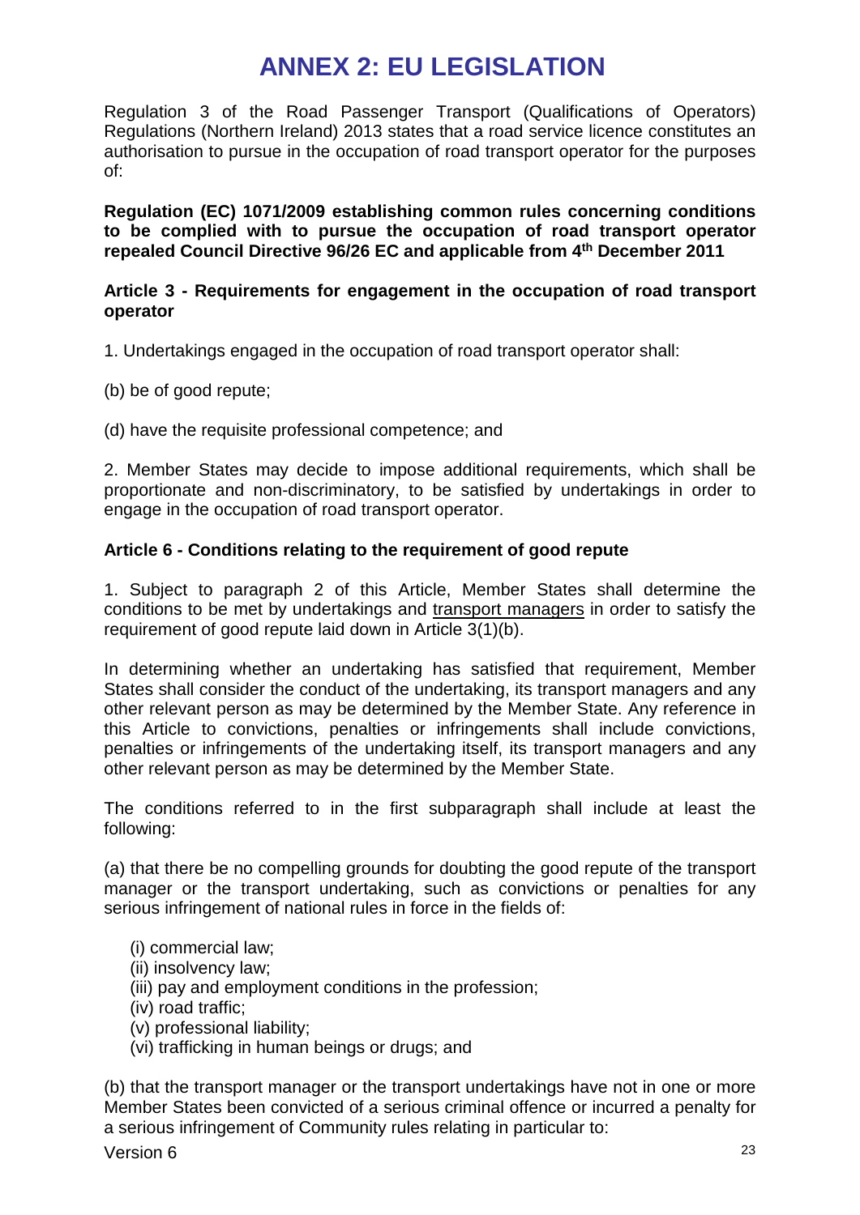# ANNEX 2: EU LEGISLATION

Regulation 3 of the Road Passenger Transport (Qualifications of Operators) Regulations (Northern Ireland) 2013 states that a road service licence constitutes an authorisation to pursue in the occupation of road transport operator for the purposes of:

**Regulation (EC) 1071/2009 establishing common rules concerning conditions to be complied with to pursue the occupation of road transport operator repealed Council Directive 96/26 EC and applicable from 4th December 2011**

**Article 3 - Requirements for engagement in the occupation of road transport operator**

1. Undertakings engaged in the occupation of road transport operator shall:

(b) be of good repute;

(d) have the requisite professional competence; and

2. Member States may decide to impose additional requirements, which shall be proportionate and non-discriminatory, to be satisfied by undertakings in order to engage in the occupation of road transport operator.

**Article 6 - Conditions relating to the requirement of good repute**

1. Subject to paragraph 2 of this Article, Member States shall determine the conditions to be met by undertakings and transport managers in order to satisfy the requirement of good repute laid down in Article 3(1)(b).

In determining whether an undertaking has satisfied that requirement, Member States shall consider the conduct of the undertaking, its transport managers and any other relevant person as may be determined by the Member State. Any reference in this Article to convictions, penalties or infringements shall include convictions, penalties or infringements of the undertaking itself, its transport managers and any other relevant person as may be determined by the Member State.

The conditions referred to in the first subparagraph shall include at least the following:

(a) that there be no compelling grounds for doubting the good repute of the transport manager or the transport undertaking, such as convictions or penalties for any serious infringement of national rules in force in the fields of:

- (i) commercial law;
- (ii) insolvency law;
- (iii) pay and employment conditions in the profession;
- (iv) road traffic;
- (v) professional liability;
- (vi) trafficking in human beings or drugs; and

(b) that the transport manager or the transport undertakings have not in one or more Member States been convicted of a serious criminal offence or incurred a penalty for a serious infringement of Community rules relating in particular to: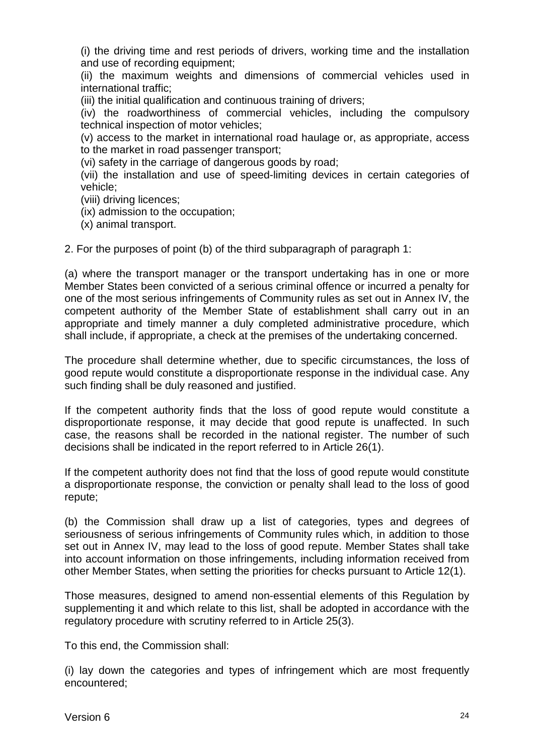(i) the driving time and rest periods of drivers, working time and the installation and use of recording equipment;

(ii) the maximum weights and dimensions of commercial vehicles used in international traffic;

(iii) the initial qualification and continuous training of drivers;

(iv) the roadworthiness of commercial vehicles, including the compulsory technical inspection of motor vehicles;

(v) access to the market in international road haulage or, as appropriate, access to the market in road passenger transport;

(vi) safety in the carriage of dangerous goods by road;

(vii) the installation and use of speed-limiting devices in certain categories of vehicle;

(viii) driving licences;

(ix) admission to the occupation;

(x) animal transport.

2. For the purposes of point (b) of the third subparagraph of paragraph 1:

(a) where the transport manager or the transport undertaking has in one or more Member States been convicted of a serious criminal offence or incurred a penalty for one of the most serious infringements of Community rules as set out in Annex IV, the competent authority of the Member State of establishment shall carry out in an appropriate and timely manner a duly completed administrative procedure, which shall include, if appropriate, a check at the premises of the undertaking concerned.

The procedure shall determine whether, due to specific circumstances, the loss of good repute would constitute a disproportionate response in the individual case. Any such finding shall be duly reasoned and justified.

If the competent authority finds that the loss of good repute would constitute a disproportionate response, it may decide that good repute is unaffected. In such case, the reasons shall be recorded in the national register. The number of such decisions shall be indicated in the report referred to in Article 26(1).

If the competent authority does not find that the loss of good repute would constitute a disproportionate response, the conviction or penalty shall lead to the loss of good repute;

(b) the Commission shall draw up a list of categories, types and degrees of seriousness of serious infringements of Community rules which, in addition to those set out in Annex IV, may lead to the loss of good repute. Member States shall take into account information on those infringements, including information received from other Member States, when setting the priorities for checks pursuant to Article 12(1).

Those measures, designed to amend non-essential elements of this Regulation by supplementing it and which relate to this list, shall be adopted in accordance with the regulatory procedure with scrutiny referred to in Article 25(3).

To this end, the Commission shall:

(i) lay down the categories and types of infringement which are most frequently encountered;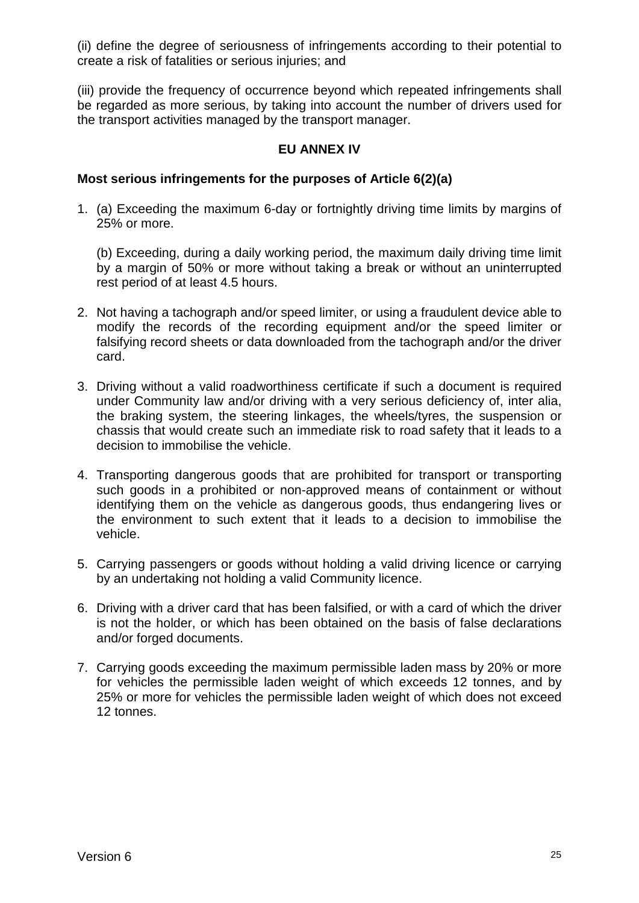(ii) define the degree of seriousness of infringements according to their potential to create a risk of fatalities or serious injuries; and

(iii) provide the frequency of occurrence beyond which repeated infringements shall be regarded as more serious, by taking into account the number of drivers used for the transport activities managed by the transport manager.

## EU ANNEX IV

### Most serious infringements for the purposes of Article 6(2)(a)

1. (a) Exceeding the maximum 6-day or fortnightly driving time limits by margins of 25% or more.

   (b) Exceeding, during a daily working period, the maximum daily driving time limit by a margin of 50% or more without taking a break or without an uninterrupted rest period of at least 4.5 hours.

2. Not having a tachograph and/or speed limiter, or using a fraudulent device able to modify the records of the recording equipment and/or the speed limiter or falsifying record sheets or data downloaded from the tachograph and/or the driver card.

3. Driving without a valid roadworthiness certificate if such a document is required under Community law and/or driving with a very serious deficiency of, inter alia, the braking system, the steering linkages, the wheels/tyres, the suspension or chassis that would create such an immediate risk to road safety that it leads to a decision to immobilise the vehicle.

4. Transporting dangerous goods that are prohibited for transport or transporting such goods in a prohibited or non-approved means of containment or without identifying them on the vehicle as dangerous goods, thus endangering lives or the environment to such extent that it leads to a decision to immobilise the vehicle.

5. Carrying passengers or goods without holding a valid driving licence or carrying by an undertaking not holding a valid Community licence.

6. Driving with a driver card that has been falsified, or with a card of which the driver is not the holder, or which has been obtained on the basis of false declarations and/or forged documents.

7. Carrying goods exceeding the maximum permissible laden mass by 20% or more for vehicles the permissible laden weight of which exceeds 12 tonnes, and by 25% or more for vehicles the permissible laden weight of which does not exceed 12 tonnes.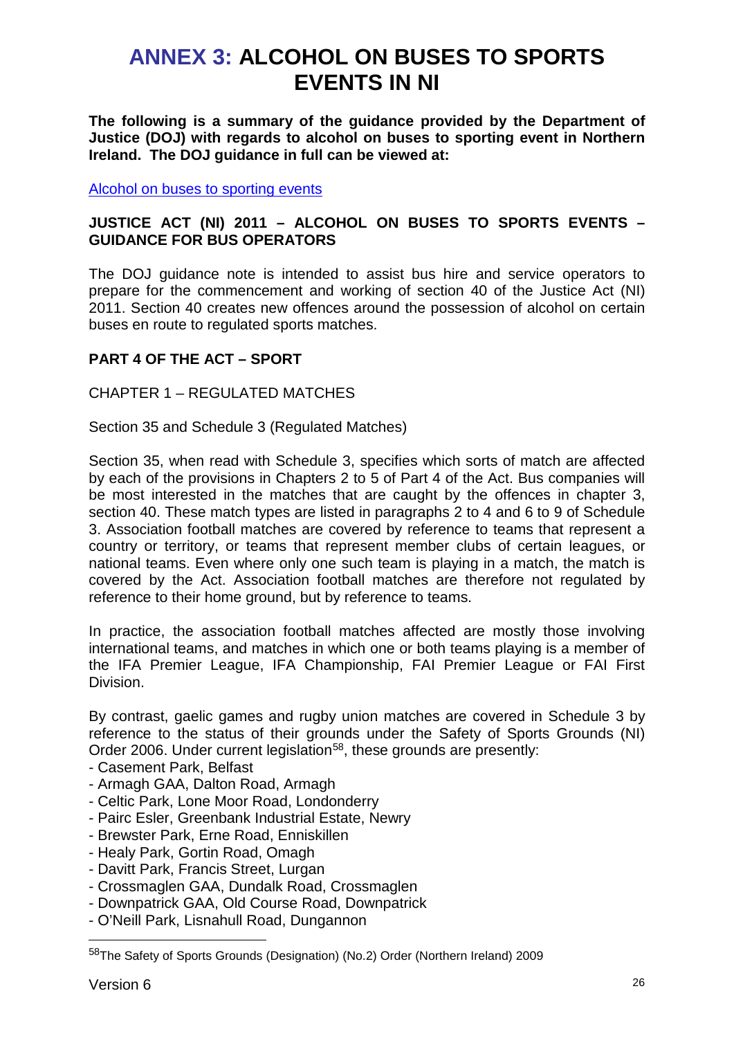# ANNEX 3: ALCOHOL ON BUSES TO SPORTS EVENTS IN NI

**The following is a summary of the guidance provided by the Department of Justice (DOJ) with regards to alcohol on buses to sporting event in Northern Ireland. The DOJ guidance in full can be viewed at:**

Alcohol on buses to sporting events

**JUSTICE ACT (NI) 2011 – ALCOHOL ON BUSES TO SPORTS EVENTS – GUIDANCE FOR BUS OPERATORS**

The DOJ guidance note is intended to assist bus hire and service operators to prepare for the commencement and working of section 40 of the Justice Act (NI) 2011. Section 40 creates new offences around the possession of alcohol on certain buses en route to regulated sports matches.

**PART 4 OF THE ACT – SPORT**

CHAPTER 1 – REGULATED MATCHES

Section 35 and Schedule 3 (Regulated Matches)

Section 35, when read with Schedule 3, specifies which sorts of match are affected by each of the provisions in Chapters 2 to 5 of Part 4 of the Act. Bus companies will be most interested in the matches that are caught by the offences in chapter 3, section 40. These match types are listed in paragraphs 2 to 4 and 6 to 9 of Schedule 3. Association football matches are covered by reference to teams that represent a country or territory, or teams that represent member clubs of certain leagues, or national teams. Even where only one such team is playing in a match, the match is covered by the Act. Association football matches are therefore not regulated by reference to their home ground, but by reference to teams.

In practice, the association football matches affected are mostly those involving international teams, and matches in which one or both teams playing is a member of the IFA Premier League, IFA Championship, FAI Premier League or FAI First Division.

By contrast, gaelic games and rugby union matches are covered in Schedule 3 by reference to the status of their grounds under the Safety of Sports Grounds (NI) Order 2006. Under current legislation[58], these grounds are presently:

- Casement Park, Belfast
- Armagh GAA, Dalton Road, Armagh
- Celtic Park, Lone Moor Road, Londonderry
- Pairc Esler, Greenbank Industrial Estate, Newry
- Brewster Park, Erne Road, Enniskillen
- Healy Park, Gortin Road, Omagh
- Davitt Park, Francis Street, Lurgan
- Crossmaglen GAA, Dundalk Road, Crossmaglen
- Downpatrick GAA, Old Course Road, Downpatrick
- O'Neill Park, Lisnahull Road, Dungannon

[58] The Safety of Sports Grounds (Designation) (No.2) Order (Northern Ireland) 2009

Version 6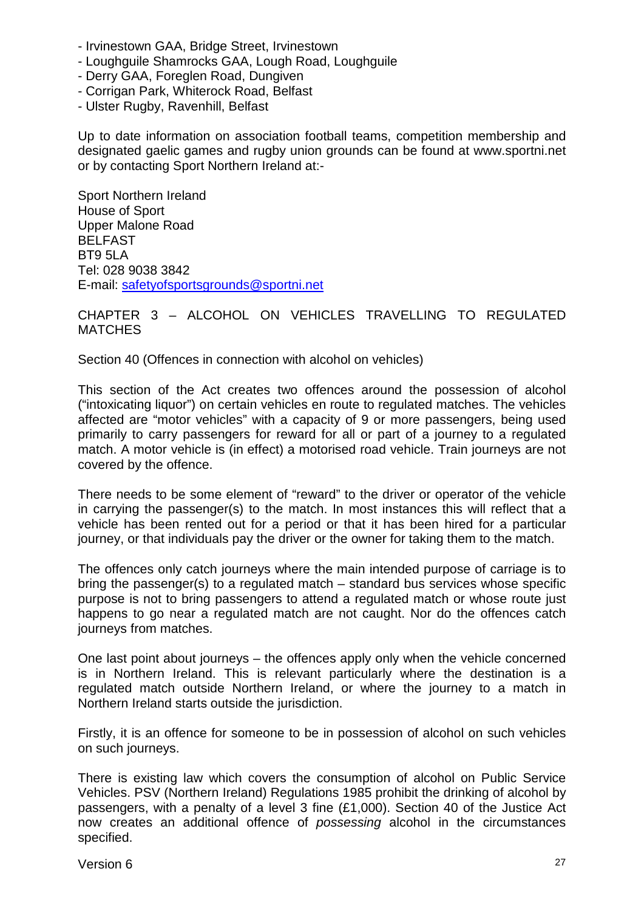- Irvinestown GAA, Bridge Street, Irvinestown
- Loughguile Shamrocks GAA, Lough Road, Loughguile
- Derry GAA, Foreglen Road, Dungiven
- Corrigan Park, Whiterock Road, Belfast
- Ulster Rugby, Ravenhill, Belfast

Up to date information on association football teams, competition membership and designated gaelic games and rugby union grounds can be found at www.sportni.net or by contacting Sport Northern Ireland at:-

Sport Northern Ireland
House of Sport
Upper Malone Road
BELFAST
BT9 5LA
Tel: 028 9038 3842
E-mail: safetyofsportsgrounds@sportni.net

## CHAPTER 3 – ALCOHOL ON VEHICLES TRAVELLING TO REGULATED MATCHES

Section 40 (Offences in connection with alcohol on vehicles)

This section of the Act creates two offences around the possession of alcohol ("intoxicating liquor") on certain vehicles en route to regulated matches. The vehicles affected are "motor vehicles" with a capacity of 9 or more passengers, being used primarily to carry passengers for reward for all or part of a journey to a regulated match. A motor vehicle is (in effect) a motorised road vehicle. Train journeys are not covered by the offence.

There needs to be some element of "reward" to the driver or operator of the vehicle in carrying the passenger(s) to the match. In most instances this will reflect that a vehicle has been rented out for a period or that it has been hired for a particular journey, or that individuals pay the driver or the owner for taking them to the match.

The offences only catch journeys where the main intended purpose of carriage is to bring the passenger(s) to a regulated match – standard bus services whose specific purpose is not to bring passengers to attend a regulated match or whose route just happens to go near a regulated match are not caught. Nor do the offences catch journeys from matches.

One last point about journeys – the offences apply only when the vehicle concerned is in Northern Ireland. This is relevant particularly where the destination is a regulated match outside Northern Ireland, or where the journey to a match in Northern Ireland starts outside the jurisdiction.

Firstly, it is an offence for someone to be in possession of alcohol on such vehicles on such journeys.

There is existing law which covers the consumption of alcohol on Public Service Vehicles. PSV (Northern Ireland) Regulations 1985 prohibit the drinking of alcohol by passengers, with a penalty of a level 3 fine (£1,000). Section 40 of the Justice Act now creates an additional offence of *possessing* alcohol in the circumstances specified.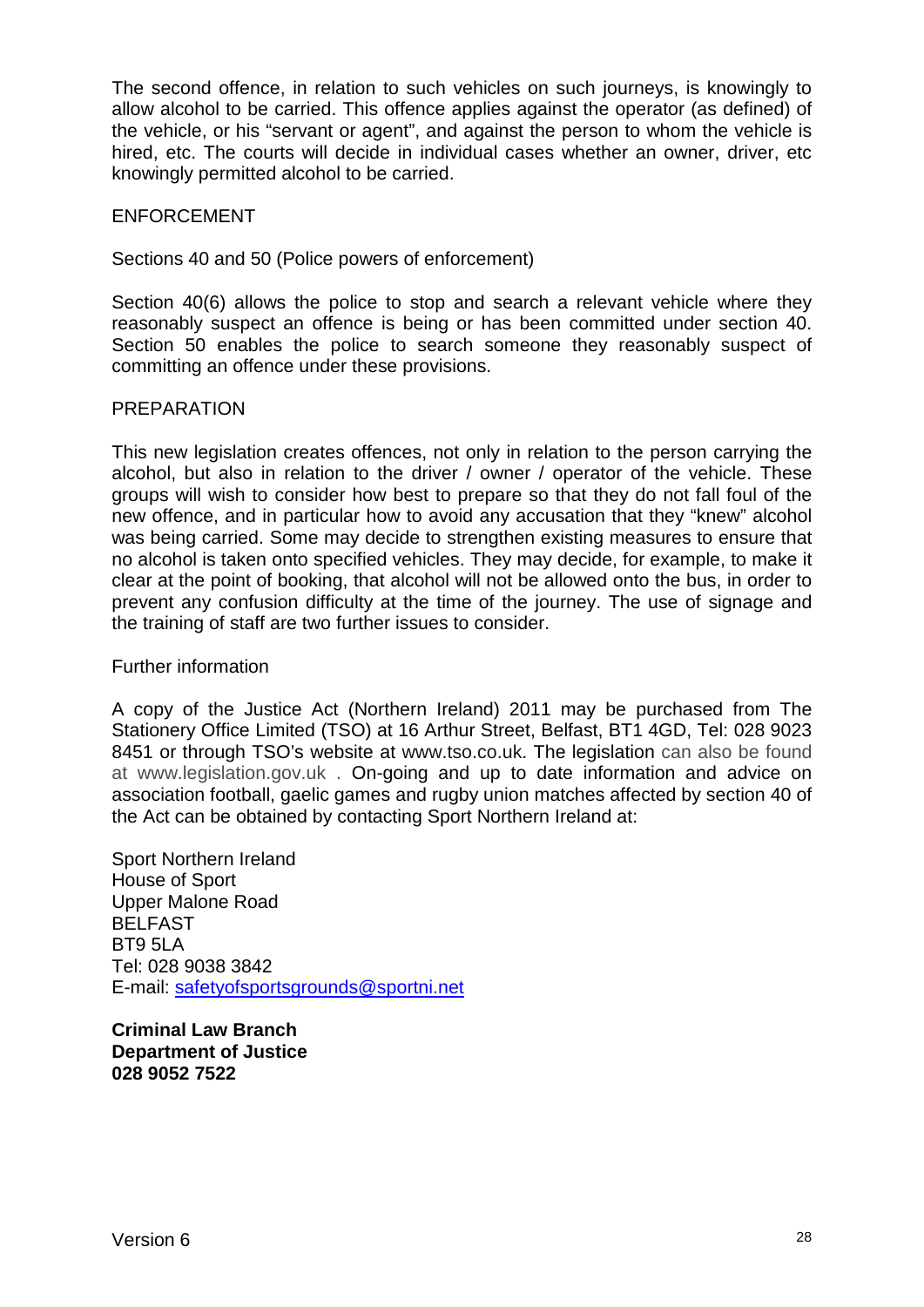The second offence, in relation to such vehicles on such journeys, is knowingly to allow alcohol to be carried. This offence applies against the operator (as defined) of the vehicle, or his "servant or agent", and against the person to whom the vehicle is hired, etc. The courts will decide in individual cases whether an owner, driver, etc knowingly permitted alcohol to be carried.

ENFORCEMENT

Sections 40 and 50 (Police powers of enforcement)

Section 40(6) allows the police to stop and search a relevant vehicle where they reasonably suspect an offence is being or has been committed under section 40. Section 50 enables the police to search someone they reasonably suspect of committing an offence under these provisions.

PREPARATION

This new legislation creates offences, not only in relation to the person carrying the alcohol, but also in relation to the driver / owner / operator of the vehicle. These groups will wish to consider how best to prepare so that they do not fall foul of the new offence, and in particular how to avoid any accusation that they "knew" alcohol was being carried. Some may decide to strengthen existing measures to ensure that no alcohol is taken onto specified vehicles. They may decide, for example, to make it clear at the point of booking, that alcohol will not be allowed onto the bus, in order to prevent any confusion difficulty at the time of the journey. The use of signage and the training of staff are two further issues to consider.

Further information

A copy of the Justice Act (Northern Ireland) 2011 may be purchased from The Stationery Office Limited (TSO) at 16 Arthur Street, Belfast, BT1 4GD, Tel: 028 9023 8451 or through TSO's website at www.tso.co.uk. The legislation can also be found at www.legislation.gov.uk . On-going and up to date information and advice on association football, gaelic games and rugby union matches affected by section 40 of the Act can be obtained by contacting Sport Northern Ireland at:

Sport Northern Ireland  
House of Sport  
Upper Malone Road  
BELFAST  
BT9 5LA  
Tel: 028 9038 3842  
E-mail: safetyofsportsgrounds@sportni.net

**Criminal Law Branch**  
**Department of Justice**  
**028 9052 7522**

Version 6